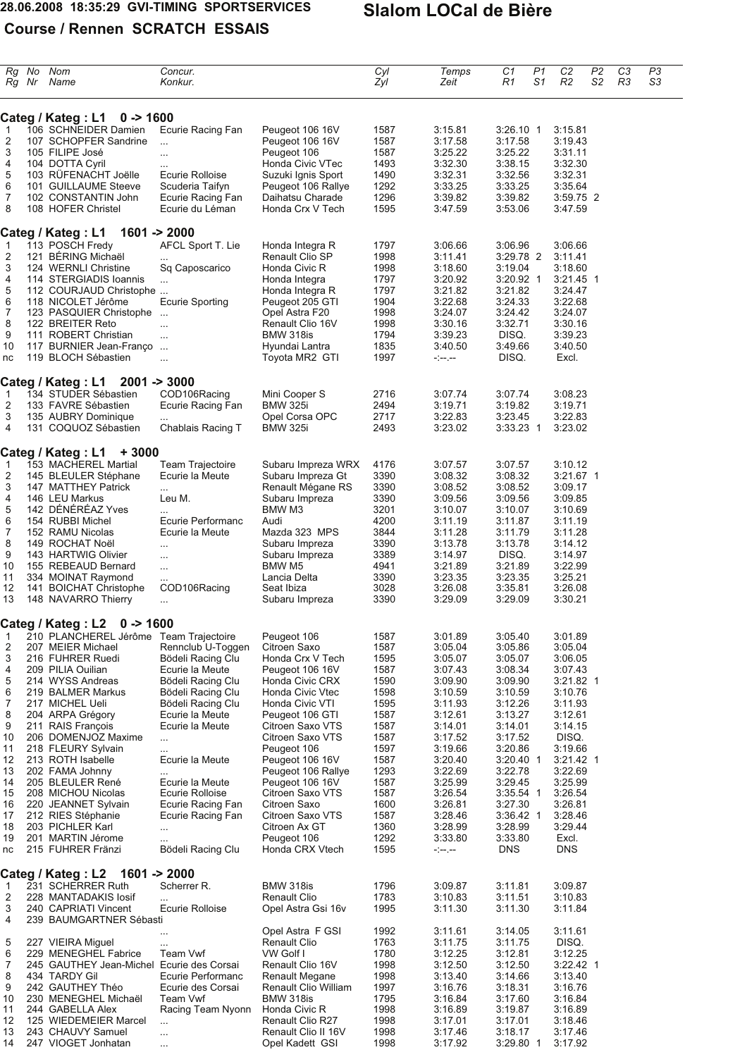28.06.2008 18:35:29 GVI-TIMING SPORTSERVICES

# Slalom LOCal de Bière

## Course / Rennen SCRATCH ESSAIS

| Rg Rg | No Nr | Nom Name | Concur. Konkur. | | Cyl Zyl | Temps Zeit | C1 R1 | P1 S1 | C2 R2 | P2 S2 | C3 R3 | P3 S3 |
|---|---|---|---|---|---|---|---|---|---|---|---|---|
| **Categ / Kateg : L1 0 -> 1600** | | | | | | | | | | | | |
| 1 | 106 | SCHNEIDER Damien | Ecurie Racing Fan | Peugeot 106 16V | 1587 | 3:15.81 | 3:26.10 | 1 | 3:15.81 | | | |
| 2 | 107 | SCHOPFER Sandrine | ... | Peugeot 106 16V | 1587 | 3:17.58 | 3:17.58 | | 3:19.43 | | | |
| 3 | 105 | FILIPE José | ... | Peugeot 106 | 1587 | 3:25.22 | 3:25.22 | | 3:31.11 | | | |
| 4 | 104 | DOTTA Cyril | ... | Honda Civic VTec | 1493 | 3:32.30 | 3:38.15 | | 3:32.30 | | | |
| 5 | 103 | RÜFENACHT Joëlle | Ecurie Rolloise | Suzuki Ignis Sport | 1490 | 3:32.31 | 3:32.56 | | 3:32.31 | | | |
| 6 | 101 | GUILLAUME Steeve | Scuderia Taifyn | Peugeot 106 Rallye | 1292 | 3:33.25 | 3:33.25 | | 3:35.64 | | | |
| 7 | 102 | CONSTANTIN John | Ecurie Racing Fan | Daihatsu Charade | 1296 | 3:39.82 | 3:39.82 | | 3:59.75 | 2 | | |
| 8 | 108 | HOFER Christel | Ecurie du Léman | Honda Crx V Tech | 1595 | 3:47.59 | 3:53.06 | | 3:47.59 | | | |
| **Categ / Kateg : L1 1601 -> 2000** | | | | | | | | | | | | |
| 1 | 113 | POSCH Fredy | AFCL Sport T. Lie | Honda Integra R | 1797 | 3:06.66 | 3:06.96 | | 3:06.66 | | | |
| 2 | 121 | BÉRING Michaël | ... | Renault Clio SP | 1998 | 3:11.41 | 3:29.78 | 2 | 3:11.41 | | | |
| 3 | 124 | WERNLI Christine | Sq Caposcarico | Honda Civic R | 1998 | 3:18.60 | 3:19.04 | | 3:18.60 | | | |
| 4 | 114 | STERGIADIS Ioannis | ... | Honda Integra | 1797 | 3:20.92 | 3:20.92 | 1 | 3:21.45 | 1 | | |
| 5 | 112 | COURJAUD Christophe | ... | Honda Integra R | 1797 | 3:21.82 | 3:21.82 | | 3:24.47 | | | |
| 6 | 118 | NICOLET Jérôme | Ecurie Sporting | Peugeot 205 GTI | 1904 | 3:22.68 | 3:24.33 | | 3:22.68 | | | |
| 7 | 123 | PASQUIER Christophe | ... | Opel Astra F20 | 1998 | 3:24.07 | 3:24.42 | | 3:24.07 | | | |
| 8 | 122 | BREITER Reto | ... | Renault Clio 16V | 1998 | 3:30.16 | 3:32.71 | | 3:30.16 | | | |
| 9 | 111 | ROBERT Christian | ... | BMW 318is | 1794 | 3:39.23 | DISQ. | | 3:39.23 | | | |
| 10 | 117 | BURNIER Jean-Franço | ... | Hyundai Lantra | 1835 | 3:40.50 | 3:49.66 | | 3:40.50 | | | |
| nc | 119 | BLOCH Sébastien | ... | Toyota MR2 GTI | 1997 | -:--.-- | DISQ. | | Excl. | | | |
| **Categ / Kateg : L1 2001 -> 3000** | | | | | | | | | | | | |
| 1 | 134 | STUDER Sébastien | COD106Racing | Mini Cooper S | 2716 | 3:07.74 | 3:07.74 | | 3:08.23 | | | |
| 2 | 133 | FAVRE Sébastien | Ecurie Racing Fan | BMW 325i | 2494 | 3:19.71 | 3:19.82 | | 3:19.71 | | | |
| 3 | 135 | AUBRY Dominique | ... | Opel Corsa OPC | 2717 | 3:22.83 | 3:23.45 | | 3:22.83 | | | |
| 4 | 131 | COQUOZ Sébastien | Chablais Racing T | BMW 325i | 2493 | 3:23.02 | 3:33.23 | 1 | 3:23.02 | | | |
| **Categ / Kateg : L1 + 3000** | | | | | | | | | | | | |
| 1 | 153 | MACHEREL Martial | Team Trajectoire | Subaru Impreza WRX | 4176 | 3:07.57 | 3:07.57 | | 3:10.12 | | | |
| 2 | 145 | BLEULER Stéphane | Ecurie la Meute | Subaru Impreza Gt | 3390 | 3:08.32 | 3:08.32 | | 3:21.67 | 1 | | |
| 3 | 147 | MATTHEY Patrick | ... | Renault Mégane RS | 3390 | 3:08.52 | 3:08.52 | | 3:09.17 | | | |
| 4 | 146 | LEU Markus | Leu M. | Subaru Impreza | 3390 | 3:09.56 | 3:09.56 | | 3:09.85 | | | |
| 5 | 142 | DÉNÉRÉAZ Yves | ... | BMW M3 | 3201 | 3:10.07 | 3:10.07 | | 3:10.69 | | | |
| 6 | 154 | RUBBI Michel | Ecurie Performanc | Audi | 4200 | 3:11.19 | 3:11.87 | | 3:11.19 | | | |
| 7 | 152 | RAMU Nicolas | Ecurie la Meute | Mazda 323 MPS | 3844 | 3:11.28 | 3:11.79 | | 3:11.28 | | | |
| 8 | 149 | ROCHAT Noël | ... | Subaru Impreza | 3390 | 3:13.78 | 3:13.78 | | 3:14.12 | | | |
| 9 | 143 | HARTWIG Olivier | ... | Subaru Impreza | 3389 | 3:14.97 | DISQ. | | 3:14.97 | | | |
| 10 | 155 | REBEAUD Bernard | ... | BMW M5 | 4941 | 3:21.89 | 3:21.89 | | 3:22.99 | | | |
| 11 | 334 | MOINAT Raymond | ... | Lancia Delta | 3390 | 3:23.35 | 3:23.35 | | 3:25.21 | | | |
| 12 | 141 | BOICHAT Christophe | COD106Racing | Seat Ibiza | 3028 | 3:26.08 | 3:35.81 | | 3:26.08 | | | |
| 13 | 148 | NAVARRO Thierry | ... | Subaru Impreza | 3390 | 3:29.09 | 3:29.09 | | 3:30.21 | | | |
| **Categ / Kateg : L2 0 -> 1600** | | | | | | | | | | | | |
| 1 | 210 | PLANCHEREL Jérôme | Team Trajectoire | Peugeot 106 | 1587 | 3:01.89 | 3:05.40 | | 3:01.89 | | | |
| 2 | 207 | MEIER Michael | Rennclub U-Toggen | Citroen Saxo | 1587 | 3:05.04 | 3:05.86 | | 3:05.04 | | | |
| 3 | 216 | FUHRER Ruedi | Bödeli Racing Clu | Honda Crx V Tech | 1595 | 3:05.07 | 3:05.07 | | 3:06.05 | | | |
| 4 | 209 | PILIA Ouilian | Ecurie la Meute | Peugeot 106 16V | 1587 | 3:07.43 | 3:08.34 | | 3:07.43 | | | |
| 5 | 214 | WYSS Andreas | Bödeli Racing Clu | Honda Civic CRX | 1590 | 3:09.90 | 3:09.90 | | 3:21.82 | 1 | | |
| 6 | 219 | BALMER Markus | Bödeli Racing Clu | Honda Civic Vtec | 1598 | 3:10.59 | 3:10.59 | | 3:10.76 | | | |
| 7 | 217 | MICHEL Ueli | Bödeli Racing Clu | Honda Civic VTI | 1595 | 3:11.93 | 3:12.26 | | 3:11.93 | | | |
| 8 | 204 | ARPA Grégory | Ecurie la Meute | Peugeot 106 GTI | 1587 | 3:12.61 | 3:13.27 | | 3:12.61 | | | |
| 9 | 211 | RAIS François | Ecurie la Meute | Citroen Saxo VTS | 1587 | 3:14.01 | 3:14.01 | | 3:14.15 | | | |
| 10 | 206 | DOMENJOZ Maxime | ... | Citroen Saxo VTS | 1587 | 3:17.52 | 3:17.52 | | DISQ. | | | |
| 11 | 218 | FLEURY Sylvain | ... | Peugeot 106 | 1597 | 3:19.66 | 3:20.86 | | 3:19.66 | | | |
| 12 | 213 | ROTH Isabelle | Ecurie la Meute | Peugeot 106 16V | 1587 | 3:20.40 | 3:20.40 | 1 | 3:21.42 | 1 | | |
| 13 | 202 | FAMA Johnny | ... | Peugeot 106 Rallye | 1293 | 3:22.69 | 3:22.78 | | 3:22.69 | | | |
| 14 | 205 | BLEULER René | Ecurie la Meute | Peugeot 106 16V | 1587 | 3:25.99 | 3:29.45 | | 3:25.99 | | | |
| 15 | 208 | MICHOU Nicolas | Ecurie Rolloise | Citroen Saxo VTS | 1587 | 3:26.54 | 3:35.54 | 1 | 3:26.54 | | | |
| 16 | 220 | JEANNET Sylvain | Ecurie Racing Fan | Citroen Saxo | 1600 | 3:26.81 | 3:27.30 | | 3:26.81 | | | |
| 17 | 212 | RIES Stéphanie | Ecurie Racing Fan | Citroen Saxo VTS | 1587 | 3:28.46 | 3:36.42 | 1 | 3:28.46 | | | |
| 18 | 203 | PICHLER Karl | ... | Citroen Ax GT | 1360 | 3:28.99 | 3:28.99 | | 3:29.44 | | | |
| 19 | 201 | MARTIN Jérome | ... | Peugeot 106 | 1292 | 3:33.80 | 3:33.80 | | Excl. | | | |
| nc | 215 | FUHRER Fränzi | Bödeli Racing Clu | Honda CRX Vtech | 1595 | -:--.-- | DNS | | DNS | | | |
| **Categ / Kateg : L2 1601 -> 2000** | | | | | | | | | | | | |
| 1 | 231 | SCHERRER Ruth | Scherrer R. | BMW 318is | 1796 | 3:09.87 | 3:11.81 | | 3:09.87 | | | |
| 2 | 228 | MANTADAKIS Iosif | ... | Renault Clio | 1783 | 3:10.83 | 3:11.51 | | 3:10.83 | | | |
| 3 | 240 | CAPRIATI Vincent | Ecurie Rolloise | Opel Astra Gsi 16v | 1995 | 3:11.30 | 3:11.30 | | 3:11.84 | | | |
| 4 | 239 | BAUMGARTNER Sébasti | ... | Opel Astra F GSI | 1992 | 3:11.61 | 3:14.05 | | 3:11.61 | | | |
| 5 | 227 | VIEIRA Miguel | ... | Renault Clio | 1763 | 3:11.75 | 3:11.75 | | DISQ. | | | |
| 6 | 229 | MENEGHEL Fabrice | Team Vwf | VW Golf I | 1780 | 3:12.25 | 3:12.81 | | 3:12.25 | | | |
| 7 | 245 | GAUTHEY Jean-Michel | Ecurie des Corsai | Renault Clio 16V | 1998 | 3:12.50 | 3:12.50 | | 3:22.42 | 1 | | |
| 8 | 434 | TARDY Gil | Ecurie Performanc | Renault Megane | 1998 | 3:13.40 | 3:14.66 | | 3:13.40 | | | |
| 9 | 242 | GAUTHEY Théo | Ecurie des Corsai | Renault Clio William | 1997 | 3:16.76 | 3:18.31 | | 3:16.76 | | | |
| 10 | 230 | MENEGHEL Michaël | Team Vwf | BMW 318is | 1795 | 3:16.84 | 3:17.60 | | 3:16.84 | | | |
| 11 | 244 | GABELLA Alex | Racing Team Nyonn | Honda Civic R | 1998 | 3:16.89 | 3:19.87 | | 3:16.89 | | | |
| 12 | 125 | WIEDEMEIER Marcel | ... | Renault Clio R27 | 1998 | 3:17.01 | 3:17.01 | | 3:18.46 | | | |
| 13 | 243 | CHAUVY Samuel | ... | Renault Clio II 16V | 1998 | 3:17.46 | 3:18.17 | | 3:17.46 | | | |
| 14 | 247 | VIOGET Jonhatan | ... | Opel Kadett GSI | 1998 | 3:17.92 | 3:29.80 | 1 | 3:17.92 | | | |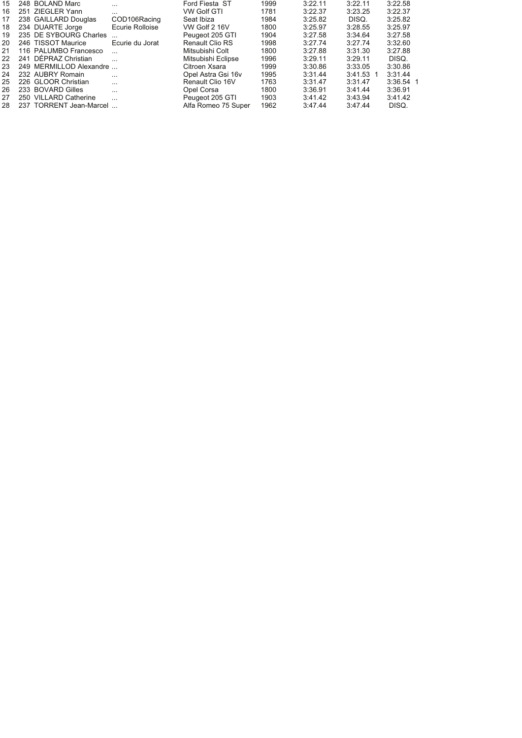| | | | | | | | | |
|---|---|---|---|---|---|---|---|---|
| 15 | 248 | BOLAND Marc | ... | Ford Fiesta ST | 1999 | 3:22.11 | 3:22.11 | 3:22.58 |
| 16 | 251 | ZIEGLER Yann | ... | VW Golf GTI | 1781 | 3:22.37 | 3:23.25 | 3:22.37 |
| 17 | 238 | GAILLARD Douglas | COD106Racing | Seat Ibiza | 1984 | 3:25.82 | DISQ. | 3:25.82 |
| 18 | 234 | DUARTE Jorge | Ecurie Rolloise | VW Golf 2 16V | 1800 | 3:25.97 | 3:28.55 | 3:25.97 |
| 19 | 235 | DE SYBOURG Charles | ... | Peugeot 205 GTI | 1904 | 3:27.58 | 3:34.64 | 3:27.58 |
| 20 | 246 | TISSOT Maurice | Ecurie du Jorat | Renault Clio RS | 1998 | 3:27.74 | 3:27.74 | 3:32.60 |
| 21 | 116 | PALUMBO Francesco | ... | Mitsubishi Colt | 1800 | 3:27.88 | 3:31.30 | 3:27.88 |
| 22 | 241 | DÉPRAZ Christian | ... | Mitsubishi Eclipse | 1996 | 3:29.11 | 3:29.11 | DISQ. |
| 23 | 249 | MERMILLOD Alexandre | ... | Citroen Xsara | 1999 | 3:30.86 | 3:33.05 | 3:30.86 |
| 24 | 232 | AUBRY Romain | ... | Opel Astra Gsi 16v | 1995 | 3:31.44 | 3:41.53 1 | 3:31.44 |
| 25 | 226 | GLOOR Christian | ... | Renault Clio 16V | 1763 | 3:31.47 | 3:31.47 | 3:36.54 1 |
| 26 | 233 | BOVARD Gilles | ... | Opel Corsa | 1800 | 3:36.91 | 3:41.44 | 3:36.91 |
| 27 | 250 | VILLARD Catherine | ... | Peugeot 205 GTI | 1903 | 3:41.42 | 3:43.94 | 3:41.42 |
| 28 | 237 | TORRENT Jean-Marcel | ... | Alfa Romeo 75 Super | 1962 | 3:47.44 | 3:47.44 | DISQ. |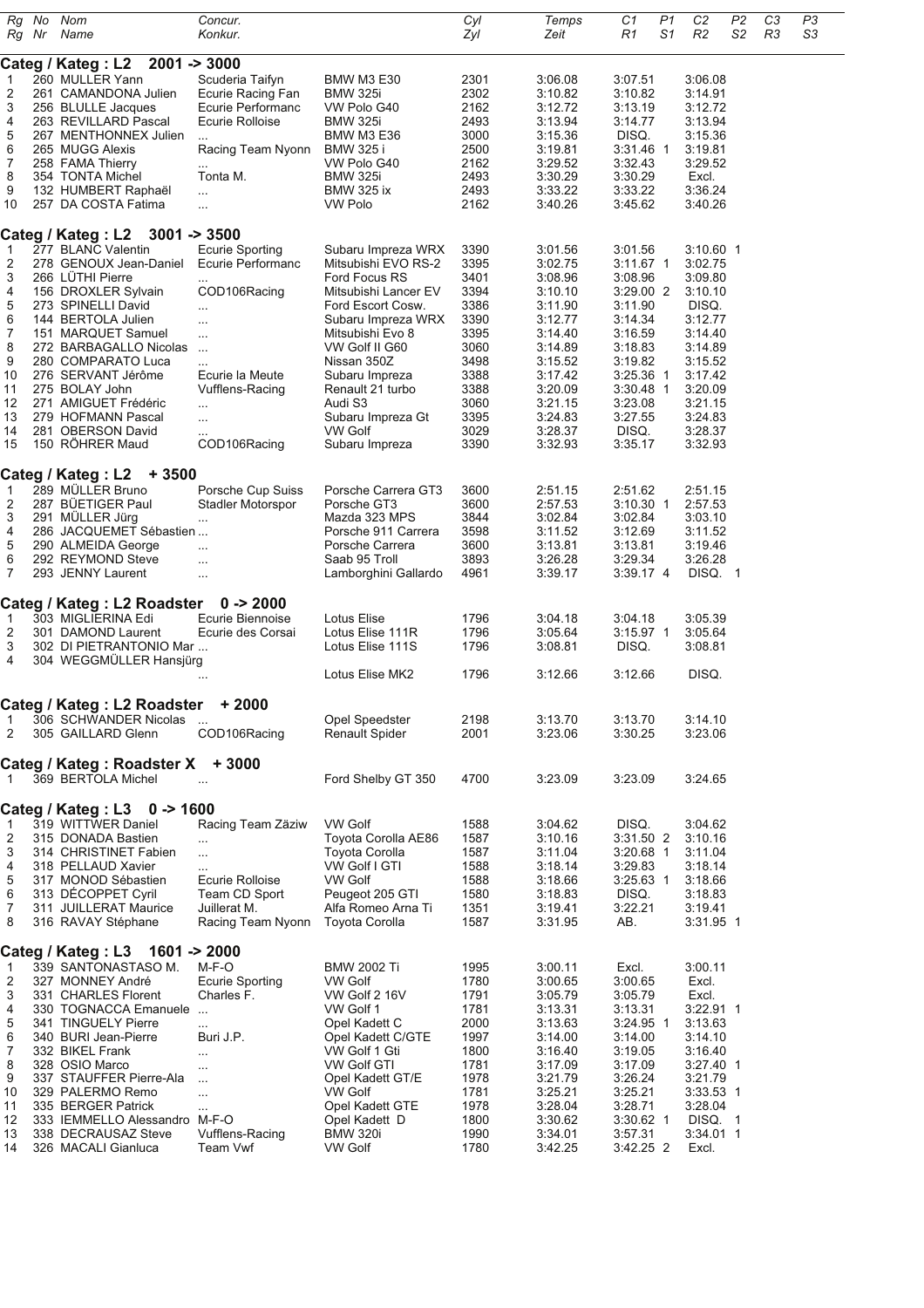| Rg<br>Rg | No<br>Nr | Nom<br>Name | Concur.<br>Konkur. | | Cyl<br>Zyl | Temps<br>Zeit | C1<br>R1 | P1<br>S1 | C2<br>R2 | P2<br>S2 | C3<br>R3 | P3<br>S3 |
|---|---|---|---|---|---|---|---|---|---|---|---|---|

### Categ / Kateg : L2 2001 -> 3000

| Rg | No | Nom | Concur. | | Cyl | Temps | C1 | P1 | C2 | P2 | C3 | P3 |
|---|---|---|---|---|---|---|---|---|---|---|---|---|
| 1 | 260 | MULLER Yann | Scuderia Taifyn | BMW M3 E30 | 2301 | 3:06.08 | 3:07.51 | | 3:06.08 | | | |
| 2 | 261 | CAMANDONA Julien | Ecurie Racing Fan | BMW 325i | 2302 | 3:10.82 | 3:10.82 | | 3:14.91 | | | |
| 3 | 256 | BLULLE Jacques | Ecurie Performanc | VW Polo G40 | 2162 | 3:12.72 | 3:13.19 | | 3:12.72 | | | |
| 4 | 263 | REVILLARD Pascal | Ecurie Rolloise | BMW 325i | 2493 | 3:13.94 | 3:14.77 | | 3:13.94 | | | |
| 5 | 267 | MENTHONNEX Julien | ... | BMW M3 E36 | 3000 | 3:15.36 | DISQ. | | 3:15.36 | | | |
| 6 | 265 | MUGG Alexis | Racing Team Nyonn | BMW 325 i | 2500 | 3:19.81 | 3:31.46 | 1 | 3:19.81 | | | |
| 7 | 258 | FAMA Thierry | ... | VW Polo G40 | 2162 | 3:29.52 | 3:32.43 | | 3:29.52 | | | |
| 8 | 354 | TONTA Michel | Tonta M. | BMW 325i | 2493 | 3:30.29 | 3:30.29 | | Excl. | | | |
| 9 | 132 | HUMBERT Raphaël | ... | BMW 325 ix | 2493 | 3:33.22 | 3:33.22 | | 3:36.24 | | | |
| 10 | 257 | DA COSTA Fatima | ... | VW Polo | 2162 | 3:40.26 | 3:45.62 | | 3:40.26 | | | |

### Categ / Kateg : L2 3001 -> 3500

| Rg | No | Nom | Concur. | | Cyl | Temps | C1 | P1 | C2 | P2 | C3 | P3 |
|---|---|---|---|---|---|---|---|---|---|---|---|---|
| 1 | 277 | BLANC Valentin | Ecurie Sporting | Subaru Impreza WRX | 3390 | 3:01.56 | 3:01.56 | | 3:10.60 | 1 | | |
| 2 | 278 | GENOUX Jean-Daniel | Ecurie Performanc | Mitsubishi EVO RS-2 | 3395 | 3:02.75 | 3:11.67 | 1 | 3:02.75 | | | |
| 3 | 266 | LÜTHI Pierre | ... | Ford Focus RS | 3401 | 3:08.96 | 3:08.96 | | 3:09.80 | | | |
| 4 | 156 | DROXLER Sylvain | COD106Racing | Mitsubishi Lancer EV | 3394 | 3:10.10 | 3:29.00 | 2 | 3:10.10 | | | |
| 5 | 273 | SPINELLI David | ... | Ford Escort Cosw. | 3386 | 3:11.90 | 3:11.90 | | DISQ. | | | |
| 6 | 144 | BERTOLA Julien | ... | Subaru Impreza WRX | 3390 | 3:12.77 | 3:14.34 | | 3:12.77 | | | |
| 7 | 151 | MARQUET Samuel | ... | Mitsubishi Evo 8 | 3395 | 3:14.40 | 3:16.59 | | 3:14.40 | | | |
| 8 | 272 | BARBAGALLO Nicolas | ... | VW Golf II G60 | 3060 | 3:14.89 | 3:18.83 | | 3:14.89 | | | |
| 9 | 280 | COMPARATO Luca | ... | Nissan 350Z | 3498 | 3:15.52 | 3:19.82 | | 3:15.52 | | | |
| 10 | 276 | SERVANT Jérôme | Ecurie la Meute | Subaru Impreza | 3388 | 3:17.42 | 3:25.36 | 1 | 3:17.42 | | | |
| 11 | 275 | BOLAY John | Vufflens-Racing | Renault 21 turbo | 3388 | 3:20.09 | 3:30.48 | 1 | 3:20.09 | | | |
| 12 | 271 | AMIGUET Frédéric | ... | Audi S3 | 3060 | 3:21.15 | 3:23.08 | | 3:21.15 | | | |
| 13 | 279 | HOFMANN Pascal | ... | Subaru Impreza Gt | 3395 | 3:24.83 | 3:27.55 | | 3:24.83 | | | |
| 14 | 281 | OBERSON David | ... | VW Golf | 3029 | 3:28.37 | DISQ. | | 3:28.37 | | | |
| 15 | 150 | RÖHRER Maud | COD106Racing | Subaru Impreza | 3390 | 3:32.93 | 3:35.17 | | 3:32.93 | | | |

### Categ / Kateg : L2 + 3500

| Rg | No | Nom | Concur. | | Cyl | Temps | C1 | P1 | C2 | P2 | C3 | P3 |
|---|---|---|---|---|---|---|---|---|---|---|---|---|
| 1 | 289 | MÜLLER Bruno | Porsche Cup Suiss | Porsche Carrera GT3 | 3600 | 2:51.15 | 2:51.62 | | 2:51.15 | | | |
| 2 | 287 | BÜETIGER Paul | Stadler Motorspor | Porsche GT3 | 3600 | 2:57.53 | 3:10.30 | 1 | 2:57.53 | | | |
| 3 | 291 | MÜLLER Jürg | ... | Mazda 323 MPS | 3844 | 3:02.84 | 3:02.84 | | 3:03.10 | | | |
| 4 | 286 | JACQUEMET Sébastien | ... | Porsche 911 Carrera | 3598 | 3:11.52 | 3:12.69 | | 3:11.52 | | | |
| 5 | 290 | ALMEIDA George | ... | Porsche Carrera | 3600 | 3:13.81 | 3:13.81 | | 3:19.46 | | | |
| 6 | 292 | REYMOND Steve | ... | Saab 95 Troll | 3893 | 3:26.28 | 3:29.34 | | 3:26.28 | | | |
| 7 | 293 | JENNY Laurent | ... | Lamborghini Gallardo | 4961 | 3:39.17 | 3:39.17 | 4 | DISQ. | 1 | | |

### Categ / Kateg : L2 Roadster 0 -> 2000

| Rg | No | Nom | Concur. | | Cyl | Temps | C1 | P1 | C2 | P2 | C3 | P3 |
|---|---|---|---|---|---|---|---|---|---|---|---|---|
| 1 | 303 | MIGLIERINA Edi | Ecurie Biennoise | Lotus Elise | 1796 | 3:04.18 | 3:04.18 | | 3:05.39 | | | |
| 2 | 301 | DAMOND Laurent | Ecurie des Corsai | Lotus Elise 111R | 1796 | 3:05.64 | 3:15.97 | 1 | 3:05.64 | | | |
| 3 | 302 | DI PIETRANTONIO Mar | ... | Lotus Elise 111S | 1796 | 3:08.81 | DISQ. | | 3:08.81 | | | |
| 4 | 304 | WEGGMÜLLER Hansjürg | ... | Lotus Elise MK2 | 1796 | 3:12.66 | 3:12.66 | | DISQ. | | | |

### Categ / Kateg : L2 Roadster + 2000

| Rg | No | Nom | Concur. | | Cyl | Temps | C1 | P1 | C2 | P2 | C3 | P3 |
|---|---|---|---|---|---|---|---|---|---|---|---|---|
| 1 | 306 | SCHWANDER Nicolas | ... | Opel Speedster | 2198 | 3:13.70 | 3:13.70 | | 3:14.10 | | | |
| 2 | 305 | GAILLARD Glenn | COD106Racing | Renault Spider | 2001 | 3:23.06 | 3:30.25 | | 3:23.06 | | | |

### Categ / Kateg : Roadster X + 3000

| Rg | No | Nom | Concur. | | Cyl | Temps | C1 | P1 | C2 | P2 | C3 | P3 |
|---|---|---|---|---|---|---|---|---|---|---|---|---|
| 1 | 369 | BERTOLA Michel | ... | Ford Shelby GT 350 | 4700 | 3:23.09 | 3:23.09 | | 3:24.65 | | | |

### Categ / Kateg : L3 0 -> 1600

| Rg | No | Nom | Concur. | | Cyl | Temps | C1 | P1 | C2 | P2 | C3 | P3 |
|---|---|---|---|---|---|---|---|---|---|---|---|---|
| 1 | 319 | WITTWER Daniel | Racing Team Zäziw | VW Golf | 1588 | 3:04.62 | DISQ. | | 3:04.62 | | | |
| 2 | 315 | DONADA Bastien | ... | Toyota Corolla AE86 | 1587 | 3:10.16 | 3:31.50 | 2 | 3:10.16 | | | |
| 3 | 314 | CHRISTINET Fabien | ... | Toyota Corolla | 1587 | 3:11.04 | 3:20.68 | 1 | 3:11.04 | | | |
| 4 | 318 | PELLAUD Xavier | ... | VW Golf I GTI | 1588 | 3:18.14 | 3:29.83 | | 3:18.14 | | | |
| 5 | 317 | MONOD Sébastien | Ecurie Rolloise | VW Golf | 1588 | 3:18.66 | 3:25.63 | 1 | 3:18.66 | | | |
| 6 | 313 | DÉCOPPET Cyril | Team CD Sport | Peugeot 205 GTI | 1580 | 3:18.83 | DISQ. | | 3:18.83 | | | |
| 7 | 311 | JUILLERAT Maurice | Juillerat M. | Alfa Romeo Arna Ti | 1351 | 3:19.41 | 3:22.21 | | 3:19.41 | | | |
| 8 | 316 | RAVAY Stéphane | Racing Team Nyonn | Toyota Corolla | 1587 | 3:31.95 | AB. | | 3:31.95 | 1 | | |

### Categ / Kateg : L3 1601 -> 2000

| Rg | No | Nom | Concur. | | Cyl | Temps | C1 | P1 | C2 | P2 | C3 | P3 |
|---|---|---|---|---|---|---|---|---|---|---|---|---|
| 1 | 339 | SANTONASTASO M. | M-F-O | BMW 2002 Ti | 1995 | 3:00.11 | Excl. | | 3:00.11 | | | |
| 2 | 327 | MONNEY André | Ecurie Sporting | VW Golf | 1780 | 3:00.65 | 3:00.65 | | Excl. | | | |
| 3 | 331 | CHARLES Florent | Charles F. | VW Golf 2 16V | 1791 | 3:05.79 | 3:05.79 | | Excl. | | | |
| 4 | 330 | TOGNACCA Emanuele | ... | VW Golf 1 | 1781 | 3:13.31 | 3:13.31 | | 3:22.91 | 1 | | |
| 5 | 341 | TINGUELY Pierre | ... | Opel Kadett C | 2000 | 3:13.63 | 3:24.95 | 1 | 3:13.63 | | | |
| 6 | 340 | BURI Jean-Pierre | Buri J.P. | Opel Kadett C/GTE | 1997 | 3:14.00 | 3:14.00 | | 3:14.10 | | | |
| 7 | 332 | BIKEL Frank | ... | VW Golf 1 Gti | 1800 | 3:16.40 | 3:19.05 | | 3:16.40 | | | |
| 8 | 328 | OSIO Marco | ... | VW Golf GTI | 1781 | 3:17.09 | 3:17.09 | | 3:27.40 | 1 | | |
| 9 | 337 | STAUFFER Pierre-Ala | ... | Opel Kadett GT/E | 1978 | 3:21.79 | 3:26.24 | | 3:21.79 | | | |
| 10 | 329 | PALERMO Remo | ... | VW Golf | 1781 | 3:25.21 | 3:25.21 | | 3:33.53 | 1 | | |
| 11 | 335 | BERGER Patrick | ... | Opel Kadett GTE | 1978 | 3:28.04 | 3:28.71 | | 3:28.04 | | | |
| 12 | 333 | IEMMELLO Alessandro | M-F-O | Opel Kadett D | 1800 | 3:30.62 | 3:30.62 | 1 | DISQ. | 1 | | |
| 13 | 338 | DECRAUSAZ Steve | Vufflens-Racing | BMW 320i | 1990 | 3:34.01 | 3:57.31 | | 3:34.01 | 1 | | |
| 14 | 326 | MACALI Gianluca | Team Vwf | VW Golf | 1780 | 3:42.25 | 3:42.25 | 2 | Excl. | | | |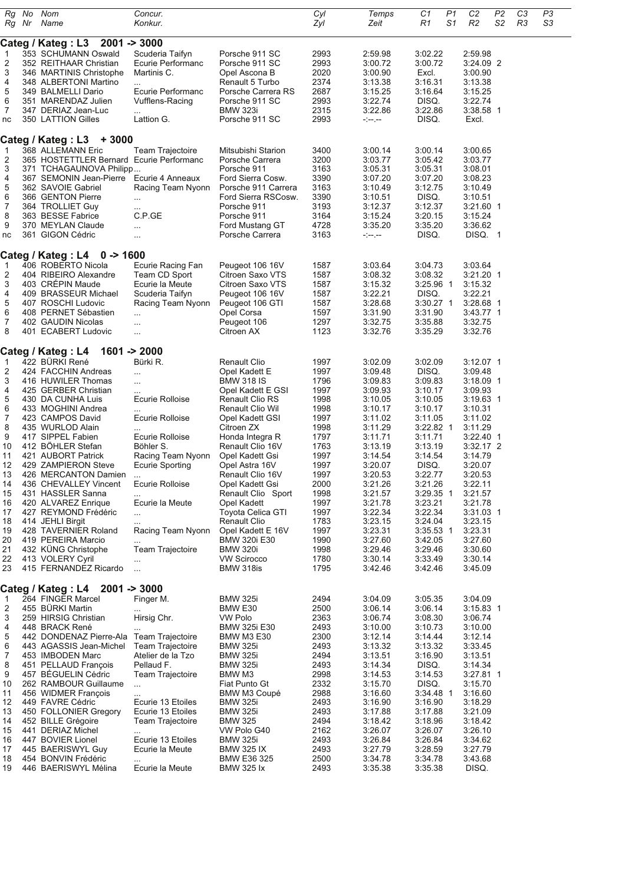| Rg<br>Rg | No<br>Nr | Nom<br>Name | Concur.<br>Konkur. | | Cyl<br>Zyl | Temps<br>Zeit | C1<br>R1 | P1<br>S1 | C2<br>R2 | P2<br>S2 | C3<br>R3 | P3<br>S3 |
|---|---|---|---|---|---|---|---|---|---|---|---|---|

## Categ / Kateg : L3   2001 -> 3000

| Rg | No | Nom | Concur. | | Cyl | Temps | C1 | P1 | C2 | P2 | C3 | P3 |
|---|---|---|---|---|---|---|---|---|---|---|---|---|
| 1 | 353 | SCHUMANN Oswald | Scuderia Taifyn | Porsche 911 SC | 2993 | 2:59.98 | 3:02.22 | | 2:59.98 | | | |
| 2 | 352 | REITHAAR Christian | Ecurie Performanc | Porsche 911 SC | 2993 | 3:00.72 | 3:00.72 | | 3:24.09 | 2 | | |
| 3 | 346 | MARTINIS Christophe | Martinis C. | Opel Ascona B | 2020 | 3:00.90 | Excl. | | 3:00.90 | | | |
| 4 | 348 | ALBERTONI Martino | ... | Renault 5 Turbo | 2374 | 3:13.38 | 3:16.31 | | 3:13.38 | | | |
| 5 | 349 | BALMELLI Dario | Ecurie Performanc | Porsche Carrera RS | 2687 | 3:15.25 | 3:16.64 | | 3:15.25 | | | |
| 6 | 351 | MARENDAZ Julien | Vufflens-Racing | Porsche 911 SC | 2993 | 3:22.74 | DISQ. | | 3:22.74 | | | |
| 7 | 347 | DERIAZ Jean-Luc | ... | BMW 323i | 2315 | 3:22.86 | 3:22.86 | | 3:38.58 | 1 | | |
| nc | 350 | LATTION Gilles | Lattion G. | Porsche 911 SC | 2993 | -:--.-- | DISQ. | | Excl. | | | |

## Categ / Kateg : L3   + 3000

| Rg | No | Nom | Concur. | | Cyl | Temps | C1 | P1 | C2 | P2 | C3 | P3 |
|---|---|---|---|---|---|---|---|---|---|---|---|---|
| 1 | 368 | ALLEMANN Eric | Team Trajectoire | Mitsubishi Starion | 3400 | 3:00.14 | 3:00.14 | | 3:00.65 | | | |
| 2 | 365 | HOSTETTLER Bernard | Ecurie Performanc | Porsche Carrera | 3200 | 3:03.77 | 3:05.42 | | 3:03.77 | | | |
| 3 | 371 | TCHAGAUNOVA Philipp... | | Porsche 911 | 3163 | 3:05.31 | 3:05.31 | | 3:08.01 | | | |
| 4 | 367 | SEMONIN Jean-Pierre | Ecurie 4 Anneaux | Ford Sierra Cosw. | 3390 | 3:07.20 | 3:07.20 | | 3:08.23 | | | |
| 5 | 362 | SAVOIE Gabriel | Racing Team Nyonn | Porsche 911 Carrera | 3163 | 3:10.49 | 3:12.75 | | 3:10.49 | | | |
| 6 | 366 | GENTON Pierre | ... | Ford Sierra RSCosw. | 3390 | 3:10.51 | DISQ. | | 3:10.51 | | | |
| 7 | 364 | TROLLIET Guy | ... | Porsche 911 | 3193 | 3:12.37 | 3:12.37 | | 3:21.60 | 1 | | |
| 8 | 363 | BESSE Fabrice | C.P.GE | Porsche 911 | 3164 | 3:15.24 | 3:20.15 | | 3:15.24 | | | |
| 9 | 370 | MEYLAN Claude | ... | Ford Mustang GT | 4728 | 3:35.20 | 3:35.20 | | 3:36.62 | | | |
| nc | 361 | GIGON Cédric | ... | Porsche Carrera | 3163 | -:--.-- | DISQ. | | DISQ. | 1 | | |

## Categ / Kateg : L4   0 -> 1600

| Rg | No | Nom | Concur. | | Cyl | Temps | C1 | P1 | C2 | P2 | C3 | P3 |
|---|---|---|---|---|---|---|---|---|---|---|---|---|
| 1 | 406 | ROBERTO Nicola | Ecurie Racing Fan | Peugeot 106 16V | 1587 | 3:03.64 | 3:04.73 | | 3:03.64 | | | |
| 2 | 404 | RIBEIRO Alexandre | Team CD Sport | Citroen Saxo VTS | 1587 | 3:08.32 | 3:08.32 | | 3:21.20 | 1 | | |
| 3 | 403 | CRÉPIN Maude | Ecurie la Meute | Citroen Saxo VTS | 1587 | 3:15.32 | 3:25.96 | 1 | 3:15.32 | | | |
| 4 | 409 | BRASSEUR Michael | Scuderia Taifyn | Peugeot 106 16V | 1587 | 3:22.21 | DISQ. | | 3:22.21 | | | |
| 5 | 407 | ROSCHI Ludovic | Racing Team Nyonn | Peugeot 106 GTI | 1587 | 3:28.68 | 3:30.27 | 1 | 3:28.68 | 1 | | |
| 6 | 408 | PERNET Sébastien | ... | Opel Corsa | 1597 | 3:31.90 | 3:31.90 | | 3:43.77 | 1 | | |
| 7 | 402 | GAUDIN Nicolas | ... | Peugeot 106 | 1297 | 3:32.75 | 3:35.88 | | 3:32.75 | | | |
| 8 | 401 | ECABERT Ludovic | ... | Citroen AX | 1123 | 3:32.76 | 3:35.29 | | 3:32.76 | | | |

## Categ / Kateg : L4   1601 -> 2000

| Rg | No | Nom | Concur. | | Cyl | Temps | C1 | P1 | C2 | P2 | C3 | P3 |
|---|---|---|---|---|---|---|---|---|---|---|---|---|
| 1 | 422 | BÜRKI René | Bürki R. | Renault Clio | 1997 | 3:02.09 | 3:02.09 | | 3:12.07 | 1 | | |
| 2 | 424 | FACCHIN Andreas | ... | Opel Kadett E | 1997 | 3:09.48 | DISQ. | | 3:09.48 | | | |
| 3 | 416 | HUWILER Thomas | ... | BMW 318 IS | 1796 | 3:09.83 | 3:09.83 | | 3:18.09 | 1 | | |
| 4 | 425 | GERBER Christian | ... | Opel Kadett E GSI | 1997 | 3:09.93 | 3:10.17 | | 3:09.93 | | | |
| 5 | 430 | DA CUNHA Luis | Ecurie Rolloise | Renault Clio RS | 1998 | 3:10.05 | 3:10.05 | | 3:19.63 | 1 | | |
| 6 | 433 | MOGHINI Andrea | ... | Renault Clio Wil | 1998 | 3:10.17 | 3:10.17 | | 3:10.31 | | | |
| 7 | 423 | CAMPOS David | Ecurie Rolloise | Opel Kadett GSI | 1997 | 3:11.02 | 3:11.05 | | 3:11.02 | | | |
| 8 | 435 | WURLOD Alain | ... | Citroen ZX | 1998 | 3:11.29 | 3:22.82 | 1 | 3:11.29 | | | |
| 9 | 417 | SIPPEL Fabien | Ecurie Rolloise | Honda Integra R | 1797 | 3:11.71 | 3:11.71 | | 3:22.40 | 1 | | |
| 10 | 412 | BÖHLER Stefan | Böhler S. | Renault Clio 16V | 1763 | 3:13.19 | 3:13.19 | | 3:32.17 | 2 | | |
| 11 | 421 | AUBORT Patrick | Racing Team Nyonn | Opel Kadett Gsi | 1997 | 3:14.54 | 3:14.54 | | 3:14.79 | | | |
| 12 | 429 | ZAMPIERON Steve | Ecurie Sporting | Opel Astra 16V | 1997 | 3:20.07 | DISQ. | | 3:20.07 | | | |
| 13 | 426 | MERCANTON Damien | ... | Renault Clio 16V | 1997 | 3:20.53 | 3:22.77 | | 3:20.53 | | | |
| 14 | 436 | CHEVALLEY Vincent | Ecurie Rolloise | Opel Kadett Gsi | 2000 | 3:21.26 | 3:21.26 | | 3:22.11 | | | |
| 15 | 431 | HASSLER Sanna | ... | Renault Clio Sport | 1998 | 3:21.57 | 3:29.35 | 1 | 3:21.57 | | | |
| 16 | 420 | ALVAREZ Enrique | Ecurie la Meute | Opel Kadett | 1997 | 3:21.78 | 3:23.21 | | 3:21.78 | | | |
| 17 | 427 | REYMOND Frédéric | ... | Toyota Celica GTI | 1997 | 3:22.34 | 3:22.34 | | 3:31.03 | 1 | | |
| 18 | 414 | JEHLI Birgit | ... | Renault Clio | 1783 | 3:23.15 | 3:24.04 | | 3:23.15 | | | |
| 19 | 428 | TAVERNIER Roland | Racing Team Nyonn | Opel Kadett E 16V | 1997 | 3:23.31 | 3:35.53 | 1 | 3:23.31 | | | |
| 20 | 419 | PEREIRA Marcio | ... | BMW 320i E30 | 1990 | 3:27.60 | 3:42.05 | | 3:27.60 | | | |
| 21 | 432 | KÜNG Christophe | Team Trajectoire | BMW 320i | 1998 | 3:29.46 | 3:29.46 | | 3:30.60 | | | |
| 22 | 413 | VOLERY Cyril | ... | VW Scirocco | 1780 | 3:30.14 | 3:33.49 | | 3:30.14 | | | |
| 23 | 415 | FERNANDEZ Ricardo | ... | BMW 318is | 1795 | 3:42.46 | 3:42.46 | | 3:45.09 | | | |

## Categ / Kateg : L4   2001 -> 3000

| Rg | No | Nom | Concur. | | Cyl | Temps | C1 | P1 | C2 | P2 | C3 | P3 |
|---|---|---|---|---|---|---|---|---|---|---|---|---|
| 1 | 264 | FINGER Marcel | Finger M. | BMW 325i | 2494 | 3:04.09 | 3:05.35 | | 3:04.09 | | | |
| 2 | 455 | BÜRKI Martin | ... | BMW E30 | 2500 | 3:06.14 | 3:06.14 | | 3:15.83 | 1 | | |
| 3 | 259 | HIRSIG Christian | Hirsig Chr. | VW Polo | 2363 | 3:06.74 | 3:08.30 | | 3:06.74 | | | |
| 4 | 448 | BRACK René | ... | BMW 325i E30 | 2493 | 3:10.00 | 3:10.73 | | 3:10.00 | | | |
| 5 | 442 | DONDENAZ Pierre-Ala | Team Trajectoire | BMW M3 E30 | 2300 | 3:12.14 | 3:14.44 | | 3:12.14 | | | |
| 6 | 443 | AGASSIS Jean-Michel | Team Trajectoire | BMW 325i | 2493 | 3:13.32 | 3:13.32 | | 3:33.45 | | | |
| 7 | 453 | IMBODEN Marc | Atelier de la Tzo | BMW 325i | 2494 | 3:13.51 | 3:16.90 | | 3:13.51 | | | |
| 8 | 451 | PELLAUD François | Pellaud F. | BMW 325i | 2493 | 3:14.34 | DISQ. | | 3:14.34 | | | |
| 9 | 457 | BÉGUELIN Cédric | Team Trajectoire | BMW M3 | 2998 | 3:14.53 | 3:14.53 | | 3:27.81 | 1 | | |
| 10 | 262 | RAMBOUR Guillaume | ... | Fiat Punto Gt | 2332 | 3:15.70 | DISQ. | | 3:15.70 | | | |
| 11 | 456 | WIDMER François | ... | BMW M3 Coupé | 2988 | 3:16.60 | 3:34.48 | 1 | 3:16.60 | | | |
| 12 | 449 | FAVRE Cédric | Ecurie 13 Etoiles | BMW 325i | 2493 | 3:16.90 | 3:16.90 | | 3:18.29 | | | |
| 13 | 450 | FOLLONIER Gregory | Ecurie 13 Etoiles | BMW 325i | 2493 | 3:17.88 | 3:17.88 | | 3:21.09 | | | |
| 14 | 452 | BILLE Grégoire | Team Trajectoire | BMW 325 | 2494 | 3:18.42 | 3:18.96 | | 3:18.42 | | | |
| 15 | 441 | DERIAZ Michel | ... | VW Polo G40 | 2162 | 3:26.07 | 3:26.07 | | 3:26.10 | | | |
| 16 | 447 | BOVIER Lionel | Ecurie 13 Etoiles | BMW 325i | 2493 | 3:26.84 | 3:26.84 | | 3:34.62 | | | |
| 17 | 445 | BAERISWYL Guy | Ecurie la Meute | BMW 325 IX | 2493 | 3:27.79 | 3:28.59 | | 3:27.79 | | | |
| 18 | 454 | BONVIN Frédéric | ... | BMW E36 325 | 2500 | 3:34.78 | 3:34.78 | | 3:43.68 | | | |
| 19 | 446 | BAERISWYL Mélina | Ecurie la Meute | BMW 325 Ix | 2493 | 3:35.38 | 3:35.38 | | DISQ. | | | |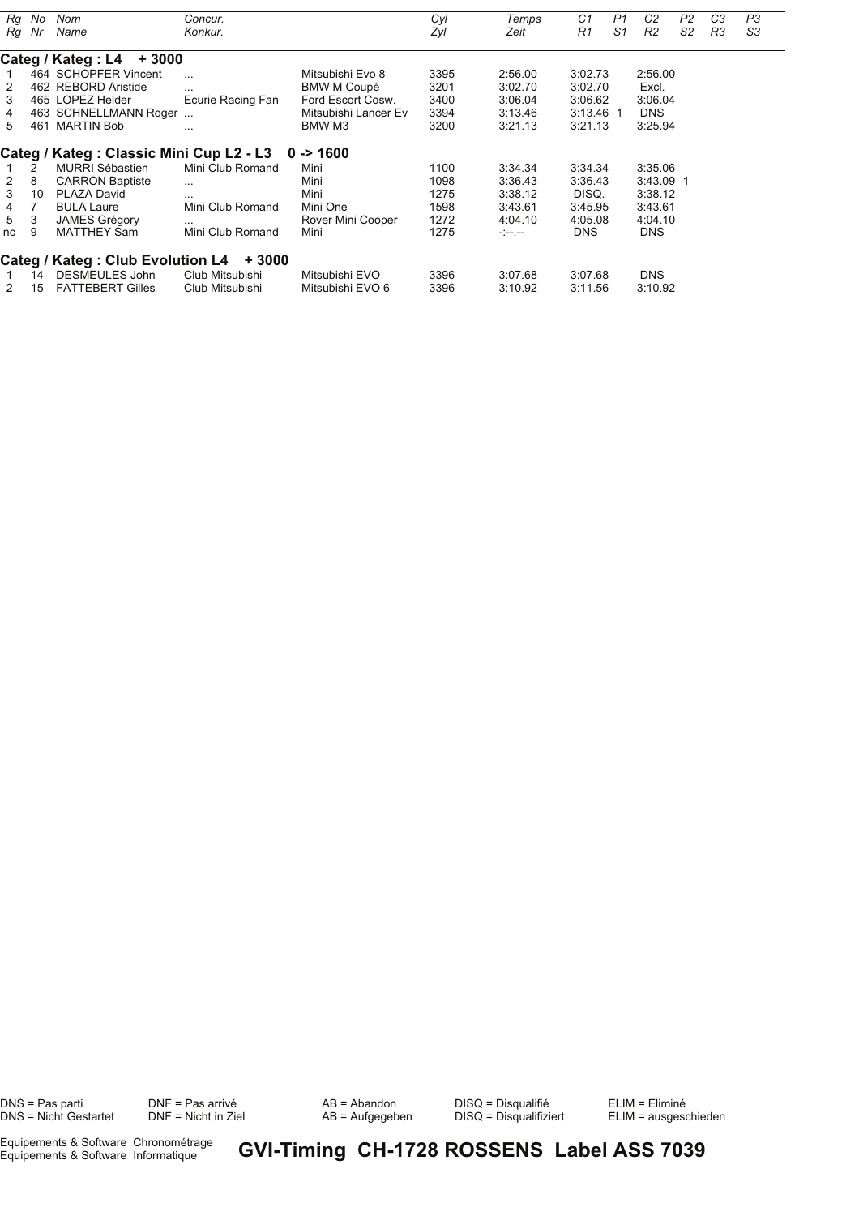| Rg<br>Rg | No<br>Nr | Nom<br>Name | Concur.<br>Konkur. | | Cyl<br>Zyl | Temps<br>Zeit | C1<br>R1 | P1<br>S1 | C2<br>R2 | P2<br>S2 | C3<br>R3 | P3<br>S3 |
|---|---|---|---|---|---|---|---|---|---|---|---|---|
| **Categ / Kateg : L4 + 3000** | | | | | | | | | | | | |
| 1 | 464 | SCHOPFER Vincent | ... | Mitsubishi Evo 8 | 3395 | 2:56.00 | 3:02.73 | | 2:56.00 | | | |
| 2 | 462 | REBORD Aristide | ... | BMW M Coupé | 3201 | 3:02.70 | 3:02.70 | | Excl. | | | |
| 3 | 465 | LOPEZ Helder | Ecurie Racing Fan | Ford Escort Cosw. | 3400 | 3:06.04 | 3:06.62 | | 3:06.04 | | | |
| 4 | 463 | SCHNELLMANN Roger | ... | Mitsubishi Lancer Ev | 3394 | 3:13.46 | 3:13.46 | 1 | DNS | | | |
| 5 | 461 | MARTIN Bob | ... | BMW M3 | 3200 | 3:21.13 | 3:21.13 | | 3:25.94 | | | |
| **Categ / Kateg : Classic Mini Cup L2 - L3 0 -> 1600** | | | | | | | | | | | | |
| 1 | 2 | MURRI Sébastien | Mini Club Romand | Mini | 1100 | 3:34.34 | 3:34.34 | | 3:35.06 | | | |
| 2 | 8 | CARRON Baptiste | ... | Mini | 1098 | 3:36.43 | 3:36.43 | | 3:43.09 | 1 | | |
| 3 | 10 | PLAZA David | ... | Mini | 1275 | 3:38.12 | DISQ. | | 3:38.12 | | | |
| 4 | 7 | BULA Laure | Mini Club Romand | Mini One | 1598 | 3:43.61 | 3:45.95 | | 3:43.61 | | | |
| 5 | 3 | JAMES Grégory | ... | Rover Mini Cooper | 1272 | 4:04.10 | 4:05.08 | | 4:04.10 | | | |
| nc | 9 | MATTHEY Sam | Mini Club Romand | Mini | 1275 | -:--.-- | DNS | | DNS | | | |
| **Categ / Kateg : Club Evolution L4 + 3000** | | | | | | | | | | | | |
| 1 | 14 | DESMEULES John | Club Mitsubishi | Mitsubishi EVO | 3396 | 3:07.68 | 3:07.68 | | DNS | | | |
| 2 | 15 | FATTEBERT Gilles | Club Mitsubishi | Mitsubishi EVO 6 | 3396 | 3:10.92 | 3:11.56 | | 3:10.92 | | | |

DNS = Pas parti
DNS = Nicht Gestartet

DNF = Pas arrivé
DNF = Nicht in Ziel

AB = Abandon
AB = Aufgegeben

DISQ = Disqualifié
DISQ = Disqualifiziert

ELIM = Eliminé
ELIM = ausgeschieden

Equipements & Software Chronométrage
Equipements & Software Informatique

**GVI-Timing CH-1728 ROSSENS Label ASS 7039**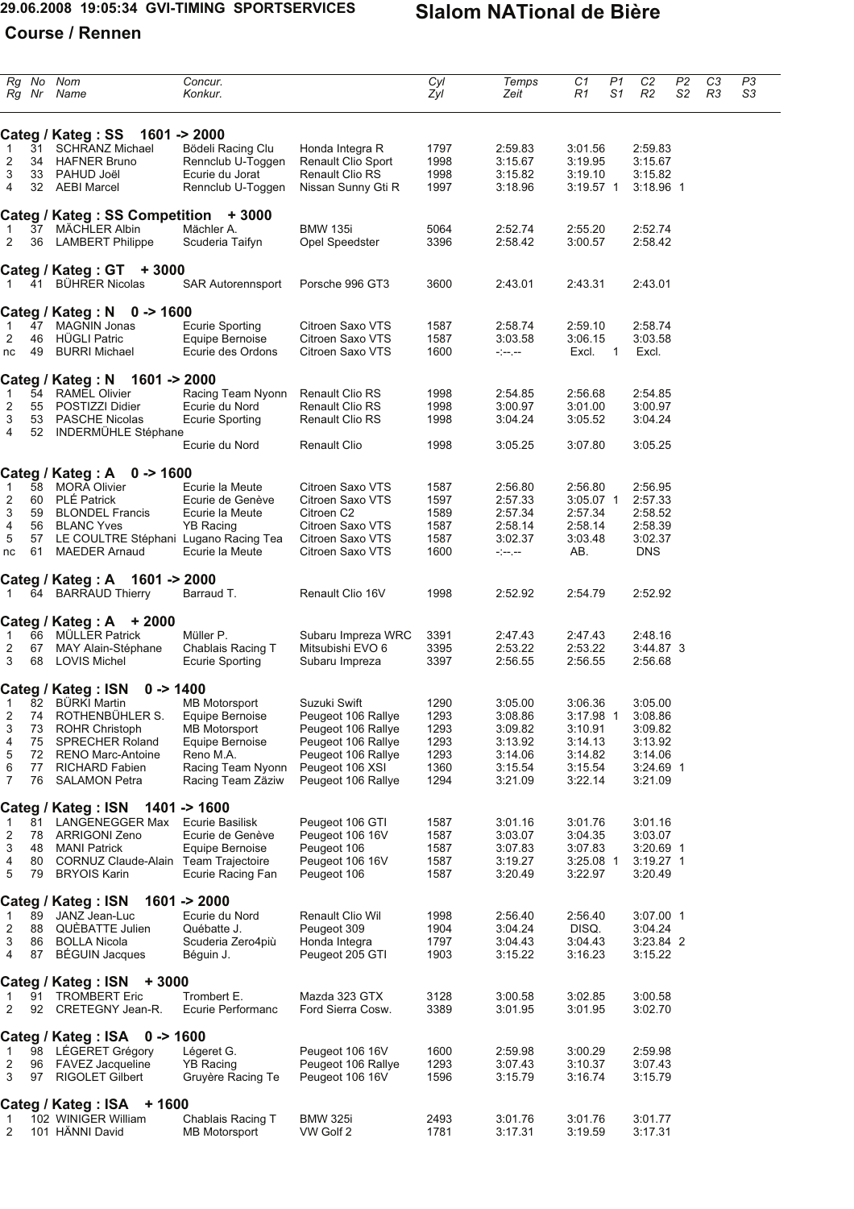29.06.2008 19:05:34 GVI-TIMING SPORTSERVICES

# Slalom NATional de Bière

## Course / Rennen

| Rg Rg | No Nr | Nom Name | Concur. Konkur. | | Cyl Zyl | Temps Zeit | C1 R1 | P1 S1 | C2 R2 | P2 S2 | C3 R3 | P3 S3 |
|---|---|---|---|---|---|---|---|---|---|---|---|---|
| **Categ / Kateg : SS 1601 -> 2000** | | | | | | | | | | | | |
| 1 | 31 | SCHRANZ Michael | Bödeli Racing Clu | Honda Integra R | 1797 | 2:59.83 | 3:01.56 | | 2:59.83 | | | |
| 2 | 34 | HAFNER Bruno | Rennclub U-Toggen | Renault Clio Sport | 1998 | 3:15.67 | 3:19.95 | | 3:15.67 | | | |
| 3 | 33 | PAHUD Joël | Ecurie du Jorat | Renault Clio RS | 1998 | 3:15.82 | 3:19.10 | | 3:15.82 | | | |
| 4 | 32 | AEBI Marcel | Rennclub U-Toggen | Nissan Sunny Gti R | 1997 | 3:18.96 | 3:19.57 | 1 | 3:18.96 | 1 | | |
| **Categ / Kateg : SS Competition + 3000** | | | | | | | | | | | | |
| 1 | 37 | MÄCHLER Albin | Mächler A. | BMW 135i | 5064 | 2:52.74 | 2:55.20 | | 2:52.74 | | | |
| 2 | 36 | LAMBERT Philippe | Scuderia Taifyn | Opel Speedster | 3396 | 2:58.42 | 3:00.57 | | 2:58.42 | | | |
| **Categ / Kateg : GT + 3000** | | | | | | | | | | | | |
| 1 | 41 | BÜHRER Nicolas | SAR Autorennsport | Porsche 996 GT3 | 3600 | 2:43.01 | 2:43.31 | | 2:43.01 | | | |
| **Categ / Kateg : N 0 -> 1600** | | | | | | | | | | | | |
| 1 | 47 | MAGNIN Jonas | Ecurie Sporting | Citroen Saxo VTS | 1587 | 2:58.74 | 2:59.10 | | 2:58.74 | | | |
| 2 | 46 | HÜGLI Patric | Equipe Bernoise | Citroen Saxo VTS | 1587 | 3:03.58 | 3:06.15 | | 3:03.58 | | | |
| nc | 49 | BURRI Michael | Ecurie des Ordons | Citroen Saxo VTS | 1600 | -:--.-- | Excl. | 1 | Excl. | | | |
| **Categ / Kateg : N 1601 -> 2000** | | | | | | | | | | | | |
| 1 | 54 | RAMEL Olivier | Racing Team Nyonn | Renault Clio RS | 1998 | 2:54.85 | 2:56.68 | | 2:54.85 | | | |
| 2 | 55 | POSTIZZI Didier | Ecurie du Nord | Renault Clio RS | 1998 | 3:00.97 | 3:01.00 | | 3:00.97 | | | |
| 3 | 53 | PASCHE Nicolas | Ecurie Sporting | Renault Clio RS | 1998 | 3:04.24 | 3:05.52 | | 3:04.24 | | | |
| 4 | 52 | INDERMÜHLE Stéphane | Ecurie du Nord | Renault Clio | 1998 | 3:05.25 | 3:07.80 | | 3:05.25 | | | |
| **Categ / Kateg : A 0 -> 1600** | | | | | | | | | | | | |
| 1 | 58 | MORA Olivier | Ecurie la Meute | Citroen Saxo VTS | 1587 | 2:56.80 | 2:56.80 | | 2:56.95 | | | |
| 2 | 60 | PLÉ Patrick | Ecurie de Genève | Citroen Saxo VTS | 1597 | 2:57.33 | 3:05.07 | 1 | 2:57.33 | | | |
| 3 | 59 | BLONDEL Francis | Ecurie la Meute | Citroen C2 | 1589 | 2:57.34 | 2:57.34 | | 2:58.52 | | | |
| 4 | 56 | BLANC Yves | YB Racing | Citroen Saxo VTS | 1587 | 2:58.14 | 2:58.14 | | 2:58.39 | | | |
| 5 | 57 | LE COULTRE Stéphani | Lugano Racing Tea | Citroen Saxo VTS | 1587 | 3:02.37 | 3:03.48 | | 3:02.37 | | | |
| nc | 61 | MAEDER Arnaud | Ecurie la Meute | Citroen Saxo VTS | 1600 | -:--.-- | AB. | | DNS | | | |
| **Categ / Kateg : A 1601 -> 2000** | | | | | | | | | | | | |
| 1 | 64 | BARRAUD Thierry | Barraud T. | Renault Clio 16V | 1998 | 2:52.92 | 2:54.79 | | 2:52.92 | | | |
| **Categ / Kateg : A + 2000** | | | | | | | | | | | | |
| 1 | 66 | MÜLLER Patrick | Müller P. | Subaru Impreza WRC | 3391 | 2:47.43 | 2:47.43 | | 2:48.16 | | | |
| 2 | 67 | MAY Alain-Stéphane | Chablais Racing T | Mitsubishi EVO 6 | 3395 | 2:53.22 | 2:53.22 | | 3:44.87 | 3 | | |
| 3 | 68 | LOVIS Michel | Ecurie Sporting | Subaru Impreza | 3397 | 2:56.55 | 2:56.55 | | 2:56.68 | | | |
| **Categ / Kateg : ISN 0 -> 1400** | | | | | | | | | | | | |
| 1 | 82 | BÜRKI Martin | MB Motorsport | Suzuki Swift | 1290 | 3:05.00 | 3:06.36 | | 3:05.00 | | | |
| 2 | 74 | ROTHENBÜHLER S. | Equipe Bernoise | Peugeot 106 Rallye | 1293 | 3:08.86 | 3:17.98 | 1 | 3:08.86 | | | |
| 3 | 73 | ROHR Christoph | MB Motorsport | Peugeot 106 Rallye | 1293 | 3:09.82 | 3:10.91 | | 3:09.82 | | | |
| 4 | 75 | SPRECHER Roland | Equipe Bernoise | Peugeot 106 Rallye | 1293 | 3:13.92 | 3:14.13 | | 3:13.92 | | | |
| 5 | 72 | RENO Marc-Antoine | Reno M.A. | Peugeot 106 Rallye | 1293 | 3:14.06 | 3:14.82 | | 3:14.06 | | | |
| 6 | 77 | RICHARD Fabien | Racing Team Nyonn | Peugeot 106 XSI | 1360 | 3:15.54 | 3:15.54 | | 3:24.69 | 1 | | |
| 7 | 76 | SALAMON Petra | Racing Team Zäziw | Peugeot 106 Rallye | 1294 | 3:21.09 | 3:22.14 | | 3:21.09 | | | |
| **Categ / Kateg : ISN 1401 -> 1600** | | | | | | | | | | | | |
| 1 | 81 | LANGENEGGER Max | Ecurie Basilisk | Peugeot 106 GTI | 1587 | 3:01.16 | 3:01.76 | | 3:01.16 | | | |
| 2 | 78 | ARRIGONI Zeno | Ecurie de Genève | Peugeot 106 16V | 1587 | 3:03.07 | 3:04.35 | | 3:03.07 | | | |
| 3 | 48 | MANI Patrick | Equipe Bernoise | Peugeot 106 | 1587 | 3:07.83 | 3:07.83 | | 3:20.69 | 1 | | |
| 4 | 80 | CORNUZ Claude-Alain | Team Trajectoire | Peugeot 106 16V | 1587 | 3:19.27 | 3:25.08 | 1 | 3:19.27 | 1 | | |
| 5 | 79 | BRYOIS Karin | Ecurie Racing Fan | Peugeot 106 | 1587 | 3:20.49 | 3:22.97 | | 3:20.49 | | | |
| **Categ / Kateg : ISN 1601 -> 2000** | | | | | | | | | | | | |
| 1 | 89 | JANZ Jean-Luc | Ecurie du Nord | Renault Clio Wil | 1998 | 2:56.40 | 2:56.40 | | 3:07.00 | 1 | | |
| 2 | 88 | QUÉBATTE Julien | Québatte J. | Peugeot 309 | 1904 | 3:04.24 | DISQ. | | 3:04.24 | | | |
| 3 | 86 | BOLLA Nicola | Scuderia Zero4più | Honda Integra | 1797 | 3:04.43 | 3:04.43 | | 3:23.84 | 2 | | |
| 4 | 87 | BÉGUIN Jacques | Béguin J. | Peugeot 205 GTI | 1903 | 3:15.22 | 3:16.23 | | 3:15.22 | | | |
| **Categ / Kateg : ISN + 3000** | | | | | | | | | | | | |
| 1 | 91 | TROMBERT Eric | Trombert E. | Mazda 323 GTX | 3128 | 3:00.58 | 3:02.85 | | 3:00.58 | | | |
| 2 | 92 | CRETEGNY Jean-R. | Ecurie Performanc | Ford Sierra Cosw. | 3389 | 3:01.95 | 3:01.95 | | 3:02.70 | | | |
| **Categ / Kateg : ISA 0 -> 1600** | | | | | | | | | | | | |
| 1 | 98 | LÉGERET Grégory | Légeret G. | Peugeot 106 16V | 1600 | 2:59.98 | 3:00.29 | | 2:59.98 | | | |
| 2 | 96 | FAVEZ Jacqueline | YB Racing | Peugeot 106 Rallye | 1293 | 3:07.43 | 3:10.37 | | 3:07.43 | | | |
| 3 | 97 | RIGOLET Gilbert | Gruyère Racing Te | Peugeot 106 16V | 1596 | 3:15.79 | 3:16.74 | | 3:15.79 | | | |
| **Categ / Kateg : ISA + 1600** | | | | | | | | | | | | |
| 1 | 102 | WINIGER William | Chablais Racing T | BMW 325i | 2493 | 3:01.76 | 3:01.76 | | 3:01.77 | | | |
| 2 | 101 | HÄNNI David | MB Motorsport | VW Golf 2 | 1781 | 3:17.31 | 3:19.59 | | 3:17.31 | | | |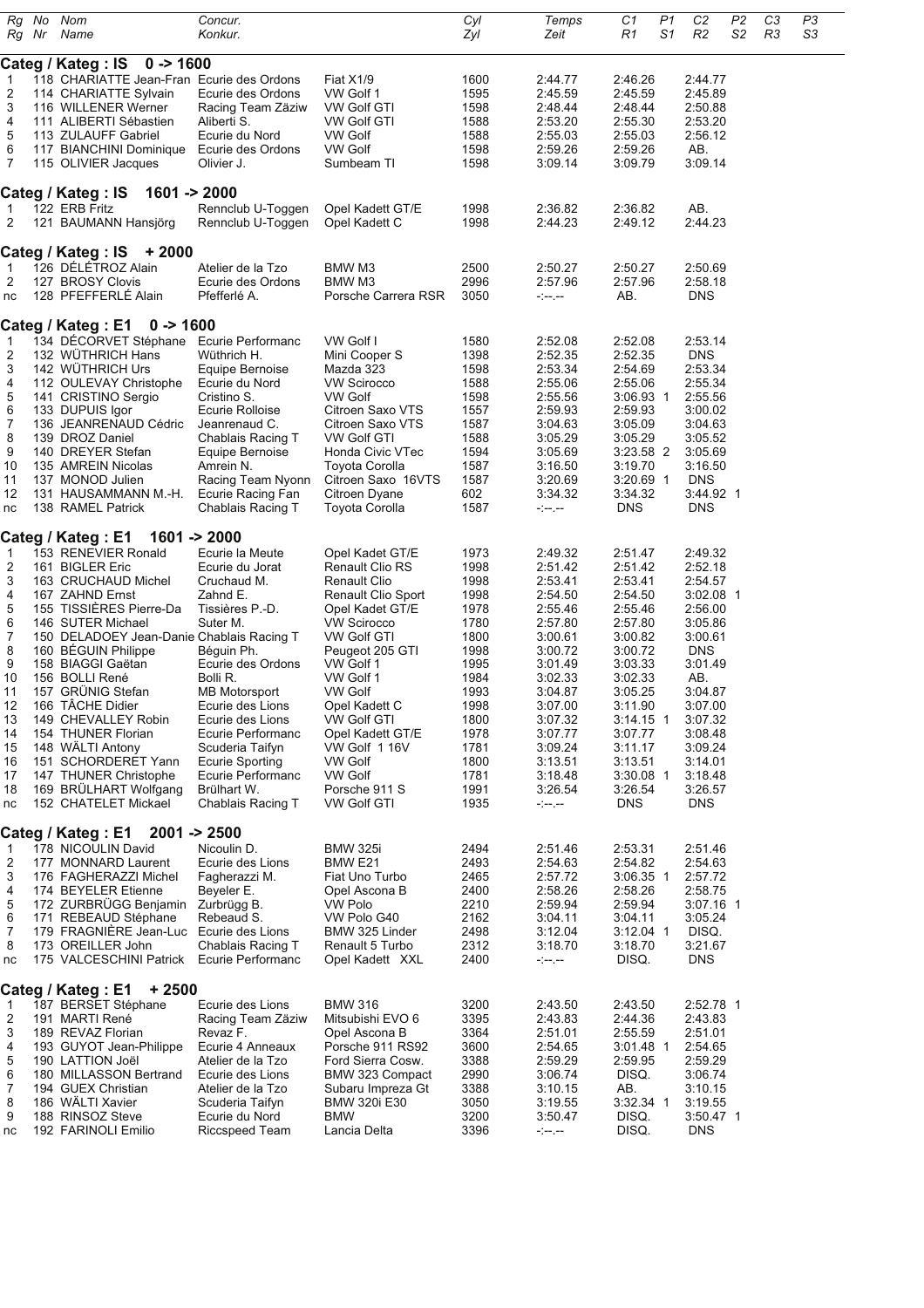| Rg<br>Rg | No<br>Nr | Nom<br>Name | Concur.<br>Konkur. | | Cyl<br>Zyl | Temps<br>Zeit | C1<br>R1 | P1<br>S1 | C2<br>R2 | P2<br>S2 | C3<br>R3 | P3<br>S3 |
|---|---|---|---|---|---|---|---|---|---|---|---|---|
| **Categ / Kateg : IS 0 -> 1600** | | | | | | | | | | | | |
| 1 | 118 | CHARIATTE Jean-Fran | Ecurie des Ordons | Fiat X1/9 | 1600 | 2:44.77 | 2:46.26 | | 2:44.77 | | | |
| 2 | 114 | CHARIATTE Sylvain | Ecurie des Ordons | VW Golf 1 | 1595 | 2:45.59 | 2:45.59 | | 2:45.89 | | | |
| 3 | 116 | WILLENER Werner | Racing Team Zäziw | VW Golf GTI | 1598 | 2:48.44 | 2:48.44 | | 2:50.88 | | | |
| 4 | 111 | ALIBERTI Sébastien | Aliberti S. | VW Golf GTI | 1588 | 2:53.20 | 2:55.30 | | 2:53.20 | | | |
| 5 | 113 | ZULAUFF Gabriel | Ecurie du Nord | VW Golf | 1588 | 2:55.03 | 2:55.03 | | 2:56.12 | | | |
| 6 | 117 | BIANCHINI Dominique | Ecurie des Ordons | VW Golf | 1598 | 2:59.26 | 2:59.26 | | AB. | | | |
| 7 | 115 | OLIVIER Jacques | Olivier J. | Sumbeam TI | 1598 | 3:09.14 | 3:09.79 | | 3:09.14 | | | |
| **Categ / Kateg : IS 1601 -> 2000** | | | | | | | | | | | | |
| 1 | 122 | ERB Fritz | Rennclub U-Toggen | Opel Kadett GT/E | 1998 | 2:36.82 | 2:36.82 | | AB. | | | |
| 2 | 121 | BAUMANN Hansjörg | Rennclub U-Toggen | Opel Kadett C | 1998 | 2:44.23 | 2:49.12 | | 2:44.23 | | | |
| **Categ / Kateg : IS + 2000** | | | | | | | | | | | | |
| 1 | 126 | DÉLÉTROZ Alain | Atelier de la Tzo | BMW M3 | 2500 | 2:50.27 | 2:50.27 | | 2:50.69 | | | |
| 2 | 127 | BROSY Clovis | Ecurie des Ordons | BMW M3 | 2996 | 2:57.96 | 2:57.96 | | 2:58.18 | | | |
| nc | 128 | PFEFFERLÉ Alain | Pfefferlé A. | Porsche Carrera RSR | 3050 | -:--.-- | AB. | | DNS | | | |
| **Categ / Kateg : E1 0 -> 1600** | | | | | | | | | | | | |
| 1 | 134 | DÉCORVET Stéphane | Ecurie Performanc | VW Golf I | 1580 | 2:52.08 | 2:52.08 | | 2:53.14 | | | |
| 2 | 132 | WÜTHRICH Hans | Wüthrich H. | Mini Cooper S | 1398 | 2:52.35 | 2:52.35 | | DNS | | | |
| 3 | 142 | WÜTHRICH Urs | Equipe Bernoise | Mazda 323 | 1598 | 2:53.34 | 2:54.69 | | 2:53.34 | | | |
| 4 | 112 | OULEVAY Christophe | Ecurie du Nord | VW Scirocco | 1588 | 2:55.06 | 2:55.06 | | 2:55.34 | | | |
| 5 | 141 | CRISTINO Sergio | Cristino S. | VW Golf | 1598 | 2:55.56 | 3:06.93 | 1 | 2:55.56 | | | |
| 6 | 133 | DUPUIS Igor | Ecurie Rolloise | Citroen Saxo VTS | 1557 | 2:59.93 | 2:59.93 | | 3:00.02 | | | |
| 7 | 136 | JEANRENAUD Cédric | Jeanrenaud C. | Citroen Saxo VTS | 1587 | 3:04.63 | 3:05.09 | | 3:04.63 | | | |
| 8 | 139 | DROZ Daniel | Chablais Racing T | VW Golf GTI | 1588 | 3:05.29 | 3:05.29 | | 3:05.52 | | | |
| 9 | 140 | DREYER Stefan | Equipe Bernoise | Honda Civic VTec | 1594 | 3:05.69 | 3:23.58 | 2 | 3:05.69 | | | |
| 10 | 135 | AMREIN Nicolas | Amrein N. | Toyota Corolla | 1587 | 3:16.50 | 3:19.70 | | 3:16.50 | | | |
| 11 | 137 | MONOD Julien | Racing Team Nyonn | Citroen Saxo 16VTS | 1587 | 3:20.69 | 3:20.69 | 1 | DNS | | | |
| 12 | 131 | HAUSAMMANN M.-H. | Ecurie Racing Fan | Citroen Dyane | 602 | 3:34.32 | 3:34.32 | | 3:44.92 | 1 | | |
| nc | 138 | RAMEL Patrick | Chablais Racing T | Toyota Corolla | 1587 | -:--.-- | DNS | | DNS | | | |
| **Categ / Kateg : E1 1601 -> 2000** | | | | | | | | | | | | |
| 1 | 153 | RENEVIER Ronald | Ecurie la Meute | Opel Kadet GT/E | 1973 | 2:49.32 | 2:51.47 | | 2:49.32 | | | |
| 2 | 161 | BIGLER Eric | Ecurie du Jorat | Renault Clio RS | 1998 | 2:51.42 | 2:51.42 | | 2:52.18 | | | |
| 3 | 163 | CRUCHAUD Michel | Cruchaud M. | Renault Clio | 1998 | 2:53.41 | 2:53.41 | | 2:54.57 | | | |
| 4 | 167 | ZAHND Ernst | Zahnd E. | Renault Clio Sport | 1998 | 2:54.50 | 2:54.50 | | 3:02.08 | 1 | | |
| 5 | 155 | TISSIÈRES Pierre-Da | Tissières P.-D. | Opel Kadet GT/E | 1978 | 2:55.46 | 2:55.46 | | 2:56.00 | | | |
| 6 | 146 | SUTER Michael | Suter M. | VW Scirocco | 1780 | 2:57.80 | 2:57.80 | | 3:05.86 | | | |
| 7 | 150 | DELADOEY Jean-Danie | Chablais Racing T | VW Golf GTI | 1800 | 3:00.61 | 3:00.82 | | 3:00.61 | | | |
| 8 | 160 | BÉGUIN Philippe | Béguin Ph. | Peugeot 205 GTI | 1998 | 3:00.72 | 3:00.72 | | DNS | | | |
| 9 | 158 | BIAGGI Gaëtan | Ecurie des Ordons | VW Golf 1 | 1995 | 3:01.49 | 3:03.33 | | 3:01.49 | | | |
| 10 | 156 | BOLLI René | Bolli R. | VW Golf 1 | 1984 | 3:02.33 | 3:02.33 | | AB. | | | |
| 11 | 157 | GRÜNIG Stefan | MB Motorsport | VW Golf | 1993 | 3:04.87 | 3:05.25 | | 3:04.87 | | | |
| 12 | 166 | TÂCHE Didier | Ecurie des Lions | Opel Kadett C | 1998 | 3:07.00 | 3:11.90 | | 3:07.00 | | | |
| 13 | 149 | CHEVALLEY Robin | Ecurie des Lions | VW Golf GTI | 1800 | 3:07.32 | 3:14.15 | 1 | 3:07.32 | | | |
| 14 | 154 | THUNER Florian | Ecurie Performanc | Opel Kadett GT/E | 1978 | 3:07.77 | 3:07.77 | | 3:08.48 | | | |
| 15 | 148 | WÄLTI Antony | Scuderia Taifyn | VW Golf 1 16V | 1781 | 3:09.24 | 3:11.17 | | 3:09.24 | | | |
| 16 | 151 | SCHORDERET Yann | Ecurie Sporting | VW Golf | 1800 | 3:13.51 | 3:13.51 | | 3:14.01 | | | |
| 17 | 147 | THUNER Christophe | Ecurie Performanc | VW Golf | 1781 | 3:18.48 | 3:30.08 | 1 | 3:18.48 | | | |
| 18 | 169 | BRÜLHART Wolfgang | Brülhart W. | Porsche 911 S | 1991 | 3:26.54 | 3:26.54 | | 3:26.57 | | | |
| nc | 152 | CHATELET Mickael | Chablais Racing T | VW Golf GTI | 1935 | -:--.-- | DNS | | DNS | | | |
| **Categ / Kateg : E1 2001 -> 2500** | | | | | | | | | | | | |
| 1 | 178 | NICOULIN David | Nicoulin D. | BMW 325i | 2494 | 2:51.46 | 2:53.31 | | 2:51.46 | | | |
| 2 | 177 | MONNARD Laurent | Ecurie des Lions | BMW E21 | 2493 | 2:54.63 | 2:54.82 | | 2:54.63 | | | |
| 3 | 176 | FAGHERAZZI Michel | Fagherazzi M. | Fiat Uno Turbo | 2465 | 2:57.72 | 3:06.35 | 1 | 2:57.72 | | | |
| 4 | 174 | BEYELER Etienne | Beyeler E. | Opel Ascona B | 2400 | 2:58.26 | 2:58.26 | | 2:58.75 | | | |
| 5 | 172 | ZURBRÜGG Benjamin | Zurbrügg B. | VW Polo | 2210 | 2:59.94 | 2:59.94 | | 3:07.16 | 1 | | |
| 6 | 171 | REBEAUD Stéphane | Rebeaud S. | VW Polo G40 | 2162 | 3:04.11 | 3:04.11 | | 3:05.24 | | | |
| 7 | 179 | FRAGNIÈRE Jean-Luc | Ecurie des Lions | BMW 325 Linder | 2498 | 3:12.04 | 3:12.04 | 1 | DISQ. | | | |
| 8 | 173 | OREILLER John | Chablais Racing T | Renault 5 Turbo | 2312 | 3:18.70 | 3:18.70 | | 3:21.67 | | | |
| nc | 175 | VALCESCHINI Patrick | Ecurie Performanc | Opel Kadett XXL | 2400 | -:--.-- | DISQ. | | DNS | | | |
| **Categ / Kateg : E1 + 2500** | | | | | | | | | | | | |
| 1 | 187 | BERSET Stéphane | Ecurie des Lions | BMW 316 | 3200 | 2:43.50 | 2:43.50 | | 2:52.78 | 1 | | |
| 2 | 191 | MARTI René | Racing Team Zäziw | Mitsubishi EVO 6 | 3395 | 2:43.83 | 2:44.36 | | 2:43.83 | | | |
| 3 | 189 | REVAZ Florian | Revaz F. | Opel Ascona B | 3364 | 2:51.01 | 2:55.59 | | 2:51.01 | | | |
| 4 | 193 | GUYOT Jean-Philippe | Ecurie 4 Anneaux | Porsche 911 RS92 | 3600 | 2:54.65 | 3:01.48 | 1 | 2:54.65 | | | |
| 5 | 190 | LATTION Joël | Atelier de la Tzo | Ford Sierra Cosw. | 3388 | 2:59.29 | 2:59.95 | | 2:59.29 | | | |
| 6 | 180 | MILLASSON Bertrand | Ecurie des Lions | BMW 323 Compact | 2990 | 3:06.74 | DISQ. | | 3:06.74 | | | |
| 7 | 194 | GUEX Christian | Atelier de la Tzo | Subaru Impreza Gt | 3388 | 3:10.15 | AB. | | 3:10.15 | | | |
| 8 | 186 | WÄLTI Xavier | Scuderia Taifyn | BMW 320i E30 | 3050 | 3:19.55 | 3:32.34 | 1 | 3:19.55 | | | |
| 9 | 188 | RINSOZ Steve | Ecurie du Nord | BMW | 3200 | 3:50.47 | DISQ. | | 3:50.47 | 1 | | |
| nc | 192 | FARINOLI Emilio | Riccspeed Team | Lancia Delta | 3396 | -:--.-- | DISQ. | | DNS | | | |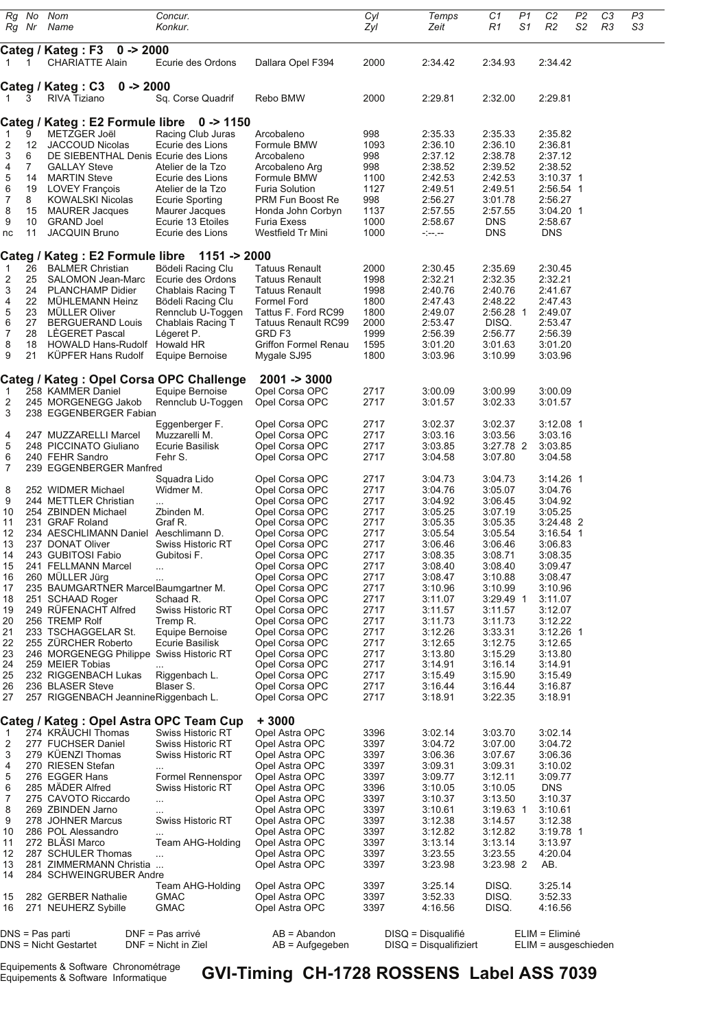| Rg Rg | No Nr | Nom Name | Concur. Konkur. | | Cyl Zyl | Temps Zeit | C1 R1 | P1 S1 | C2 R2 | P2 S2 | C3 R3 | P3 S3 |
|---|---|---|---|---|---|---|---|---|---|---|---|---|
| **Categ / Kateg : F3 0 -> 2000** | | | | | | | | | | | | |
| 1 | 1 | CHARIATTE Alain | Ecurie des Ordons | Dallara Opel F394 | 2000 | 2:34.42 | 2:34.93 | | 2:34.42 | | | |
| **Categ / Kateg : C3 0 -> 2000** | | | | | | | | | | | | |
| 1 | 3 | RIVA Tiziano | Sq. Corse Quadrif | Rebo BMW | 2000 | 2:29.81 | 2:32.00 | | 2:29.81 | | | |
| **Categ / Kateg : E2 Formule libre 0 -> 1150** | | | | | | | | | | | | |
| 1 | 9 | METZGER Joël | Racing Club Juras | Arcobaleno | 998 | 2:35.33 | 2:35.33 | | 2:35.82 | | | |
| 2 | 12 | JACCOUD Nicolas | Ecurie des Lions | Formule BMW | 1093 | 2:36.10 | 2:36.10 | | 2:36.81 | | | |
| 3 | 6 | DE SIEBENTHAL Denis | Ecurie des Lions | Arcobaleno | 998 | 2:37.12 | 2:38.78 | | 2:37.12 | | | |
| 4 | 7 | GALLAY Steve | Atelier de la Tzo | Arcobaleno Arg | 998 | 2:38.52 | 2:39.52 | | 2:38.52 | | | |
| 5 | 14 | MARTIN Steve | Ecurie des Lions | Formule BMW | 1100 | 2:42.53 | 2:42.53 | | 3:10.37 | 1 | | |
| 6 | 19 | LOVEY François | Atelier de la Tzo | Furia Solution | 1127 | 2:49.51 | 2:49.51 | | 2:56.54 | 1 | | |
| 7 | 8 | KOWALSKI Nicolas | Ecurie Sporting | PRM Fun Boost Re | 998 | 2:56.27 | 3:01.78 | | 2:56.27 | | | |
| 8 | 15 | MAURER Jacques | Maurer Jacques | Honda John Corbyn | 1137 | 2:57.55 | 2:57.55 | | 3:04.20 | 1 | | |
| 9 | 10 | GRAND Joel | Ecurie 13 Etoiles | Furia Exess | 1000 | 2:58.67 | DNS | | 2:58.67 | | | |
| nc | 11 | JACQUIN Bruno | Ecurie des Lions | Westfield Tr Mini | 1000 | -:--.-- | DNS | | DNS | | | |
| **Categ / Kateg : E2 Formule libre 1151 -> 2000** | | | | | | | | | | | | |
| 1 | 26 | BALMER Christian | Bödeli Racing Clu | Tatuus Renault | 2000 | 2:30.45 | 2:35.69 | | 2:30.45 | | | |
| 2 | 25 | SALOMON Jean-Marc | Ecurie des Ordons | Tatuus Renault | 1998 | 2:32.21 | 2:32.35 | | 2:32.21 | | | |
| 3 | 24 | PLANCHAMP Didier | Chablais Racing T | Tatuus Renault | 1998 | 2:40.76 | 2:40.76 | | 2:41.67 | | | |
| 4 | 22 | MÜHLEMANN Heinz | Bödeli Racing Clu | Formel Ford | 1800 | 2:47.43 | 2:48.22 | | 2:47.43 | | | |
| 5 | 23 | MÜLLER Oliver | Rennclub U-Toggen | Tattus F. Ford RC99 | 1800 | 2:49.07 | 2:56.28 | 1 | 2:49.07 | | | |
| 6 | 27 | BERGUERAND Louis | Chablais Racing T | Tatuus Renault RC99 | 2000 | 2:53.47 | DISQ. | | 2:53.47 | | | |
| 7 | 28 | LÈGERET Pascal | Légeret P. | GRD F3 | 1999 | 2:56.39 | 2:56.77 | | 2:56.39 | | | |
| 8 | 18 | HOWALD Hans-Rudolf | Howald HR | Griffon Formel Renau | 1595 | 3:01.20 | 3:01.63 | | 3:01.20 | | | |
| 9 | 21 | KÜPFER Hans Rudolf | Equipe Bernoise | Mygale SJ95 | 1800 | 3:03.96 | 3:10.99 | | 3:03.96 | | | |
| **Categ / Kateg : Opel Corsa OPC Challenge 2001 -> 3000** | | | | | | | | | | | | |
| 1 | 258 | KAMMER Daniel | Equipe Bernoise | Opel Corsa OPC | 2717 | 3:00.09 | 3:00.99 | | 3:00.09 | | | |
| 2 | 245 | MORGENEGG Jakob | Rennclub U-Toggen | Opel Corsa OPC | 2717 | 3:01.57 | 3:02.33 | | 3:01.57 | | | |
| 3 | 238 | EGGENBERGER Fabian | Eggenberger F. | Opel Corsa OPC | 2717 | 3:02.37 | 3:02.37 | | 3:12.08 | 1 | | |
| 4 | 247 | MUZZARELLI Marcel | Muzzarelli M. | Opel Corsa OPC | 2717 | 3:03.16 | 3:03.56 | | 3:03.16 | | | |
| 5 | 248 | PICCINATO Giuliano | Ecurie Basilisk | Opel Corsa OPC | 2717 | 3:03.85 | 3:27.78 | 2 | 3:03.85 | | | |
| 6 | 240 | FEHR Sandro | Fehr S. | Opel Corsa OPC | 2717 | 3:04.58 | 3:07.80 | | 3:04.58 | | | |
| 7 | 239 | EGGENBERGER Manfred | Squadra Lido | Opel Corsa OPC | 2717 | 3:04.73 | 3:04.73 | | 3:14.26 | 1 | | |
| 8 | 252 | WIDMER Michael | Widmer M. | Opel Corsa OPC | 2717 | 3:04.76 | 3:05.07 | | 3:04.76 | | | |
| 9 | 244 | METTLER Christian | ... | Opel Corsa OPC | 2717 | 3:04.92 | 3:06.45 | | 3:04.92 | | | |
| 10 | 254 | ZBINDEN Michael | Zbinden M. | Opel Corsa OPC | 2717 | 3:05.25 | 3:07.19 | | 3:05.25 | | | |
| 11 | 231 | GRAF Roland | Graf R. | Opel Corsa OPC | 2717 | 3:05.35 | 3:05.35 | | 3:24.48 | 2 | | |
| 12 | 234 | AESCHLIMANN Daniel | Aeschlimann D. | Opel Corsa OPC | 2717 | 3:05.54 | 3:05.54 | | 3:16.54 | 1 | | |
| 13 | 237 | DONAT Oliver | Swiss Historic RT | Opel Corsa OPC | 2717 | 3:06.46 | 3:06.46 | | 3:06.83 | | | |
| 14 | 243 | GUBITOSI Fabio | Gubitosi F. | Opel Corsa OPC | 2717 | 3:08.35 | 3:08.71 | | 3:08.35 | | | |
| 15 | 241 | FELLMANN Marcel | ... | Opel Corsa OPC | 2717 | 3:08.40 | 3:08.40 | | 3:09.47 | | | |
| 16 | 260 | MÜLLER Jürg | ... | Opel Corsa OPC | 2717 | 3:08.47 | 3:10.88 | | 3:08.47 | | | |
| 17 | 235 | BAUMGARTNER Marcel | Baumgartner M. | Opel Corsa OPC | 2717 | 3:10.96 | 3:10.99 | | 3:10.96 | | | |
| 18 | 251 | SCHAAD Roger | Schaad R. | Opel Corsa OPC | 2717 | 3:11.07 | 3:29.49 | 1 | 3:11.07 | | | |
| 19 | 249 | RÜFENACHT Alfred | Swiss Historic RT | Opel Corsa OPC | 2717 | 3:11.57 | 3:11.57 | | 3:12.07 | | | |
| 20 | 256 | TREMP Rolf | Tremp R. | Opel Corsa OPC | 2717 | 3:11.73 | 3:11.73 | | 3:12.22 | | | |
| 21 | 233 | TSCHAGGELAR St. | Equipe Bernoise | Opel Corsa OPC | 2717 | 3:12.26 | 3:33.31 | | 3:12.26 | 1 | | |
| 22 | 255 | ZÜRCHER Roberto | Ecurie Basilisk | Opel Corsa OPC | 2717 | 3:12.65 | 3:12.75 | | 3:12.65 | | | |
| 23 | 246 | MORGENEGG Philippe | Swiss Historic RT | Opel Corsa OPC | 2717 | 3:13.80 | 3:15.29 | | 3:13.80 | | | |
| 24 | 259 | MEIER Tobias | ... | Opel Corsa OPC | 2717 | 3:14.91 | 3:16.14 | | 3:14.91 | | | |
| 25 | 232 | RIGGENBACH Lukas | Riggenbach L. | Opel Corsa OPC | 2717 | 3:15.49 | 3:15.90 | | 3:15.49 | | | |
| 26 | 236 | BLASER Steve | Blaser S. | Opel Corsa OPC | 2717 | 3:16.44 | 3:16.44 | | 3:16.87 | | | |
| 27 | 257 | RIGGENBACH Jeannine | Riggenbach L. | Opel Corsa OPC | 2717 | 3:18.91 | 3:22.35 | | 3:18.91 | | | |
| **Categ / Kateg : Opel Astra OPC Team Cup + 3000** | | | | | | | | | | | | |
| 1 | 274 | KRÄUCHI Thomas | Swiss Historic RT | Opel Astra OPC | 3396 | 3:02.14 | 3:03.70 | | 3:02.14 | | | |
| 2 | 277 | FUCHSER Daniel | Swiss Historic RT | Opel Astra OPC | 3397 | 3:04.72 | 3:07.00 | | 3:04.72 | | | |
| 3 | 279 | KÜENZI Thomas | Swiss Historic RT | Opel Astra OPC | 3397 | 3:06.36 | 3:07.67 | | 3:06.36 | | | |
| 4 | 270 | RIESEN Stefan | ... | Opel Astra OPC | 3397 | 3:09.31 | 3:09.31 | | 3:10.02 | | | |
| 5 | 276 | EGGER Hans | Formel Rennenspor | Opel Astra OPC | 3397 | 3:09.77 | 3:12.11 | | 3:09.77 | | | |
| 6 | 285 | MÄDER Alfred | Swiss Historic RT | Opel Astra OPC | 3396 | 3:10.05 | 3:10.05 | | DNS | | | |
| 7 | 275 | CAVOTO Riccardo | ... | Opel Astra OPC | 3397 | 3:10.37 | 3:13.50 | | 3:10.37 | | | |
| 8 | 269 | ZBINDEN Jarno | ... | Opel Astra OPC | 3397 | 3:10.61 | 3:19.63 | 1 | 3:10.61 | | | |
| 9 | 278 | JOHNER Marcus | Swiss Historic RT | Opel Astra OPC | 3397 | 3:12.38 | 3:14.57 | | 3:12.38 | | | |
| 10 | 286 | POL Alessandro | ... | Opel Astra OPC | 3397 | 3:12.82 | 3:12.82 | | 3:19.78 | 1 | | |
| 11 | 272 | BLÄSI Marco | Team AHG-Holding | Opel Astra OPC | 3397 | 3:13.14 | 3:13.14 | | 3:13.97 | | | |
| 12 | 287 | SCHULER Thomas | ... | Opel Astra OPC | 3397 | 3:23.55 | 3:23.55 | | 4:20.04 | | | |
| 13 | 281 | ZIMMERMANN Christia | ... | Opel Astra OPC | 3397 | 3:23.98 | 3:23.98 | 2 | AB. | | | |
| 14 | 284 | SCHWEINGRUBER Andre | Team AHG-Holding | Opel Astra OPC | 3397 | 3:25.14 | DISQ. | | 3:25.14 | | | |
| 15 | 282 | GERBER Nathalie | GMAC | Opel Astra OPC | 3397 | 3:52.33 | DISQ. | | 3:52.33 | | | |
| 16 | 271 | NEUHERZ Sybille | GMAC | Opel Astra OPC | 3397 | 4:16.56 | DISQ. | | 4:16.56 | | | |

DNS = Pas parti / DNS = Nicht Gestartet
DNF = Pas arrivé / DNF = Nicht in Ziel
AB = Abandon / AB = Aufgegeben
DISQ = Disqualifié / DISQ = Disqualifiziert
ELIM = Eliminé / ELIM = ausgeschieden

Equipements & Software Chronométrage
Equipements & Software Informatique

**GVI-Timing CH-1728 ROSSENS Label ASS 7039**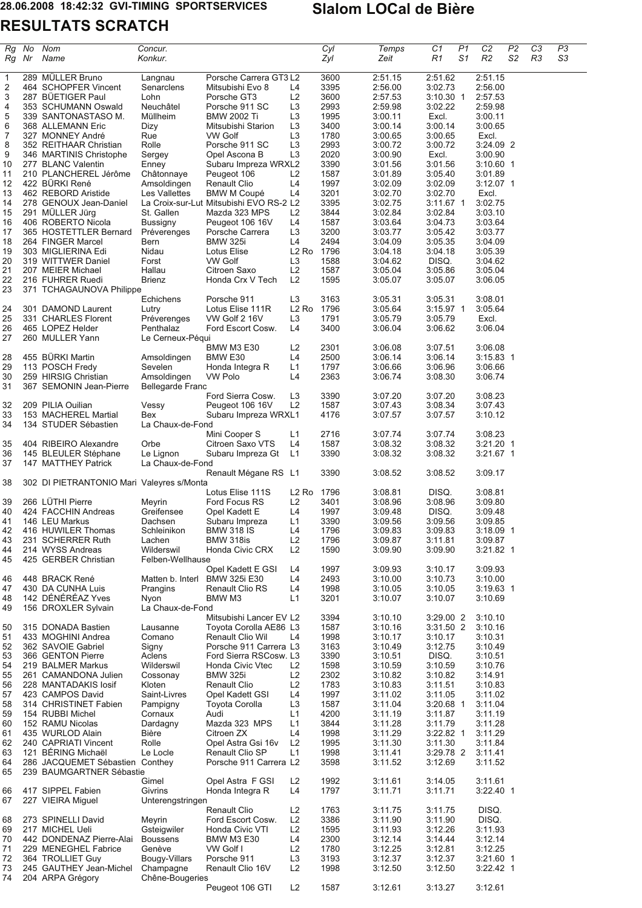28.06.2008 18:42:32 GVI-TIMING SPORTSERVICES

# Slalom LOCal de Bière

## RESULTATS SCRATCH

| Rg Rg | No Nr | Nom Name | Concur. Konkur. | | | Cyl Zyl | Temps Zeit | C1 R1 | P1 S1 | C2 R2 | P2 S2 | C3 R3 | P3 S3 |
|---|---|---|---|---|---|---|---|---|---|---|---|---|---|
| 1 | 289 | MÜLLER Bruno | Langnau | Porsche Carrera GT3 | L2 | 3600 | 2:51.15 | 2:51.62 | | 2:51.15 | | | |
| 2 | 464 | SCHOPFER Vincent | Senarclens | Mitsubishi Evo 8 | L4 | 3395 | 2:56.00 | 3:02.73 | | 2:56.00 | | | |
| 3 | 287 | BÜETIGER Paul | Lohn | Porsche GT3 | L2 | 3600 | 2:57.53 | 3:10.30 | 1 | 2:57.53 | | | |
| 4 | 353 | SCHUMANN Oswald | Neuchâtel | Porsche 911 SC | L3 | 2993 | 2:59.98 | 3:02.22 | | 2:59.98 | | | |
| 5 | 339 | SANTONASTASO M. | Müllheim | BMW 2002 Ti | L3 | 1995 | 3:00.11 | Excl. | | 3:00.11 | | | |
| 6 | 368 | ALLEMANN Eric | Dizy | Mitsubishi Starion | L3 | 3400 | 3:00.14 | 3:00.14 | | 3:00.65 | | | |
| 7 | 327 | MONNEY André | Rue | VW Golf | L3 | 1780 | 3:00.65 | 3:00.65 | | Excl. | | | |
| 8 | 352 | REITHAAR Christian | Rolle | Porsche 911 SC | L3 | 2993 | 3:00.72 | 3:00.72 | | 3:24.09 | 2 | | |
| 9 | 346 | MARTINIS Christophe | Sergey | Opel Ascona B | L3 | 2020 | 3:00.90 | Excl. | | 3:00.90 | | | |
| 10 | 277 | BLANC Valentin | Enney | Subaru Impreza WRX | L2 | 3390 | 3:01.56 | 3:01.56 | | 3:10.60 | 1 | | |
| 11 | 210 | PLANCHEREL Jérôme | Châtonnaye | Peugeot 106 | L2 | 1587 | 3:01.89 | 3:05.40 | | 3:01.89 | | | |
| 12 | 422 | BÜRKI René | Amsoldingen | Renault Clio | L4 | 1997 | 3:02.09 | 3:02.09 | | 3:12.07 | 1 | | |
| 13 | 462 | REBORD Aristide | Les Vallettes | BMW M Coupé | L4 | 3201 | 3:02.70 | 3:02.70 | | Excl. | | | |
| 14 | 278 | GENOUX Jean-Daniel | La Croix-sur-Lut | Mitsubishi EVO RS-2 | L2 | 3395 | 3:02.75 | 3:11.67 | 1 | 3:02.75 | | | |
| 15 | 291 | MÜLLER Jürg | St. Gallen | Mazda 323 MPS | L2 | 3844 | 3:02.84 | 3:02.84 | | 3:03.10 | | | |
| 16 | 406 | ROBERTO Nicola | Bussigny | Peugeot 106 16V | L4 | 1587 | 3:03.64 | 3:04.73 | | 3:03.64 | | | |
| 17 | 365 | HOSTETTLER Bernard | Préverenges | Porsche Carrera | L3 | 3200 | 3:03.77 | 3:05.42 | | 3:03.77 | | | |
| 18 | 264 | FINGER Marcel | Bern | BMW 325i | L4 | 2494 | 3:04.09 | 3:05.35 | | 3:04.09 | | | |
| 19 | 303 | MIGLIERINA Edi | Nidau | Lotus Elise | L2 Ro | 1796 | 3:04.18 | 3:04.18 | | 3:05.39 | | | |
| 20 | 319 | WITTWER Daniel | Forst | VW Golf | L3 | 1588 | 3:04.62 | DISQ. | | 3:04.62 | | | |
| 21 | 207 | MEIER Michael | Hallau | Citroen Saxo | L2 | 1587 | 3:05.04 | 3:05.86 | | 3:05.04 | | | |
| 22 | 216 | FUHRER Ruedi | Brienz | Honda Crx V Tech | L2 | 1595 | 3:05.07 | 3:05.07 | | 3:06.05 | | | |
| 23 | 371 | TCHAGAUNOVA Philippe | Echichens | Porsche 911 | L3 | 3163 | 3:05.31 | 3:05.31 | | 3:08.01 | | | |
| 24 | 301 | DAMOND Laurent | Lutry | Lotus Elise 111R | L2 Ro | 1796 | 3:05.64 | 3:15.97 | 1 | 3:05.64 | | | |
| 25 | 331 | CHARLES Florent | Préverenges | VW Golf 2 16V | L3 | 1791 | 3:05.79 | 3:05.79 | | Excl. | | | |
| 26 | 465 | LOPEZ Helder | Penthalaz | Ford Escort Cosw. | L4 | 3400 | 3:06.04 | 3:06.62 | | 3:06.04 | | | |
| 27 | 260 | MULLER Yann | Le Cerneux-Péqui | BMW M3 E30 | L2 | 2301 | 3:06.08 | 3:07.51 | | 3:06.08 | | | |
| 28 | 455 | BÜRKI Martin | Amsoldingen | BMW E30 | L4 | 2500 | 3:06.14 | 3:06.14 | | 3:15.83 | 1 | | |
| 29 | 113 | POSCH Fredy | Sevelen | Honda Integra R | L1 | 1797 | 3:06.66 | 3:06.96 | | 3:06.66 | | | |
| 30 | 259 | HIRSIG Christian | Amsoldingen | VW Polo | L4 | 2363 | 3:06.74 | 3:08.30 | | 3:06.74 | | | |
| 31 | 367 | SEMONIN Jean-Pierre | Bellegarde Franc | Ford Sierra Cosw. | L3 | 3390 | 3:07.20 | 3:07.20 | | 3:08.23 | | | |
| 32 | 209 | PILIA Ouilian | Vessy | Peugeot 106 16V | L2 | 1587 | 3:07.43 | 3:08.34 | | 3:07.43 | | | |
| 33 | 153 | MACHEREL Martial | Bex | Subaru Impreza WRX | L1 | 4176 | 3:07.57 | 3:07.57 | | 3:10.12 | | | |
| 34 | 134 | STUDER Sébastien | La Chaux-de-Fond | Mini Cooper S | L1 | 2716 | 3:07.74 | 3:07.74 | | 3:08.23 | | | |
| 35 | 404 | RIBEIRO Alexandre | Orbe | Citroen Saxo VTS | L4 | 1587 | 3:08.32 | 3:08.32 | | 3:21.20 | 1 | | |
| 36 | 145 | BLEULER Stéphane | Le Lignon | Subaru Impreza Gt | L1 | 3390 | 3:08.32 | 3:08.32 | | 3:21.67 | 1 | | |
| 37 | 147 | MATTHEY Patrick | La Chaux-de-Fond | Renault Mégane RS | L1 | 3390 | 3:08.52 | 3:08.52 | | 3:09.17 | | | |
| 38 | 302 | DI PIETRANTONIO Mari | Valeyres s/Monta | Lotus Elise 111S | L2 Ro | 1796 | 3:08.81 | DISQ. | | 3:08.81 | | | |
| 39 | 266 | LÜTHI Pierre | Meyrin | Ford Focus RS | L2 | 3401 | 3:08.96 | 3:08.96 | | 3:09.80 | | | |
| 40 | 424 | FACCHIN Andreas | Greifensee | Opel Kadett E | L4 | 1997 | 3:09.48 | DISQ. | | 3:09.48 | | | |
| 41 | 146 | LEU Markus | Dachsen | Subaru Impreza | L1 | 3390 | 3:09.56 | 3:09.56 | | 3:09.85 | | | |
| 42 | 416 | HUWILER Thomas | Schleinikon | BMW 318 IS | L4 | 1796 | 3:09.83 | 3:09.83 | | 3:18.09 | 1 | | |
| 43 | 231 | SCHERRER Ruth | Lachen | BMW 318is | L2 | 1796 | 3:09.87 | 3:11.81 | | 3:09.87 | | | |
| 44 | 214 | WYSS Andreas | Wilderswil | Honda Civic CRX | L2 | 1590 | 3:09.90 | 3:09.90 | | 3:21.82 | 1 | | |
| 45 | 425 | GERBER Christian | Felben-Wellhause | Opel Kadett E GSI | L4 | 1997 | 3:09.93 | 3:10.17 | | 3:09.93 | | | |
| 46 | 448 | BRACK René | Matten b. Interl | BMW 325i E30 | L4 | 2493 | 3:10.00 | 3:10.73 | | 3:10.00 | | | |
| 47 | 430 | DA CUNHA Luis | Prangins | Renault Clio RS | L4 | 1998 | 3:10.05 | 3:10.05 | | 3:19.63 | 1 | | |
| 48 | 142 | DÉNÉRÉAZ Yves | Nyon | BMW M3 | L1 | 3201 | 3:10.07 | 3:10.07 | | 3:10.69 | | | |
| 49 | 156 | DROXLER Sylvain | La Chaux-de-Fond | Mitsubishi Lancer EV | L2 | 3394 | 3:10.10 | 3:29.00 | 2 | 3:10.10 | | | |
| 50 | 315 | DONADA Bastien | Lausanne | Toyota Corolla AE86 | L3 | 1587 | 3:10.16 | 3:31.50 | 2 | 3:10.16 | | | |
| 51 | 433 | MOGHINI Andrea | Comano | Renault Clio Wil | L4 | 1998 | 3:10.17 | 3:10.17 | | 3:10.31 | | | |
| 52 | 362 | SAVOIE Gabriel | Signy | Porsche 911 Carrera | L3 | 3163 | 3:10.49 | 3:12.75 | | 3:10.49 | | | |
| 53 | 366 | GENTON Pierre | Aclens | Ford Sierra RSCosw. | L3 | 3390 | 3:10.51 | DISQ. | | 3:10.51 | | | |
| 54 | 219 | BALMER Markus | Wilderswil | Honda Civic Vtec | L2 | 1598 | 3:10.59 | 3:10.59 | | 3:10.76 | | | |
| 55 | 261 | CAMANDONA Julien | Cossonay | BMW 325i | L2 | 2302 | 3:10.82 | 3:10.82 | | 3:14.91 | | | |
| 56 | 228 | MANTADAKIS Iosif | Kloten | Renault Clio | L2 | 1783 | 3:10.83 | 3:11.51 | | 3:10.83 | | | |
| 57 | 423 | CAMPOS David | Saint-Livres | Opel Kadett GSI | L4 | 1997 | 3:11.02 | 3:11.05 | | 3:11.02 | | | |
| 58 | 314 | CHRISTINET Fabien | Pampigny | Toyota Corolla | L3 | 1587 | 3:11.04 | 3:20.68 | 1 | 3:11.04 | | | |
| 59 | 154 | RUBBI Michel | Cornaux | Audi | L1 | 4200 | 3:11.19 | 3:11.87 | | 3:11.19 | | | |
| 60 | 152 | RAMU Nicolas | Dardagny | Mazda 323 MPS | L1 | 3844 | 3:11.28 | 3:11.79 | | 3:11.28 | | | |
| 61 | 435 | WURLOD Alain | Bière | Citroen ZX | L4 | 1998 | 3:11.29 | 3:22.82 | 1 | 3:11.29 | | | |
| 62 | 240 | CAPRIATI Vincent | Rolle | Opel Astra Gsi 16v | L2 | 1995 | 3:11.30 | 3:11.30 | | 3:11.84 | | | |
| 63 | 121 | BÉRING Michaël | Le Locle | Renault Clio SP | L1 | 1998 | 3:11.41 | 3:29.78 | 2 | 3:11.41 | | | |
| 64 | 286 | JACQUEMET Sébastien | Conthey | Porsche 911 Carrera | L2 | 3598 | 3:11.52 | 3:12.69 | | 3:11.52 | | | |
| 65 | 239 | BAUMGARTNER Sébastie | Gimel | Opel Astra F GSI | L2 | 1992 | 3:11.61 | 3:14.05 | | 3:11.61 | | | |
| 66 | 417 | SIPPEL Fabien | Givrins | Honda Integra R | L4 | 1797 | 3:11.71 | 3:11.71 | | 3:22.40 | 1 | | |
| 67 | 227 | VIEIRA Miguel | Unterengstringen | Renault Clio | L2 | 1763 | 3:11.75 | 3:11.75 | | DISQ. | | | |
| 68 | 273 | SPINELLI David | Meyrin | Ford Escort Cosw. | L2 | 3386 | 3:11.90 | 3:11.90 | | DISQ. | | | |
| 69 | 217 | MICHEL Ueli | Gsteigwiler | Honda Civic VTI | L2 | 1595 | 3:11.93 | 3:12.26 | | 3:11.93 | | | |
| 70 | 442 | DONDENAZ Pierre-Alai | Boussens | BMW M3 E30 | L4 | 2300 | 3:12.14 | 3:14.44 | | 3:12.14 | | | |
| 71 | 229 | MENEGHEL Fabrice | Genève | VW Golf I | L2 | 1780 | 3:12.25 | 3:12.81 | | 3:12.25 | | | |
| 72 | 364 | TROLLIET Guy | Bougy-Villars | Porsche 911 | L3 | 3193 | 3:12.37 | 3:12.37 | | 3:21.60 | 1 | | |
| 73 | 245 | GAUTHEY Jean-Michel | Champagne | Renault Clio 16V | L2 | 1998 | 3:12.50 | 3:12.50 | | 3:22.42 | 1 | | |
| 74 | 204 | ARPA Grégory | Chêne-Bougeries | Peugeot 106 GTI | L2 | 1587 | 3:12.61 | 3:13.27 | | 3:12.61 | | | |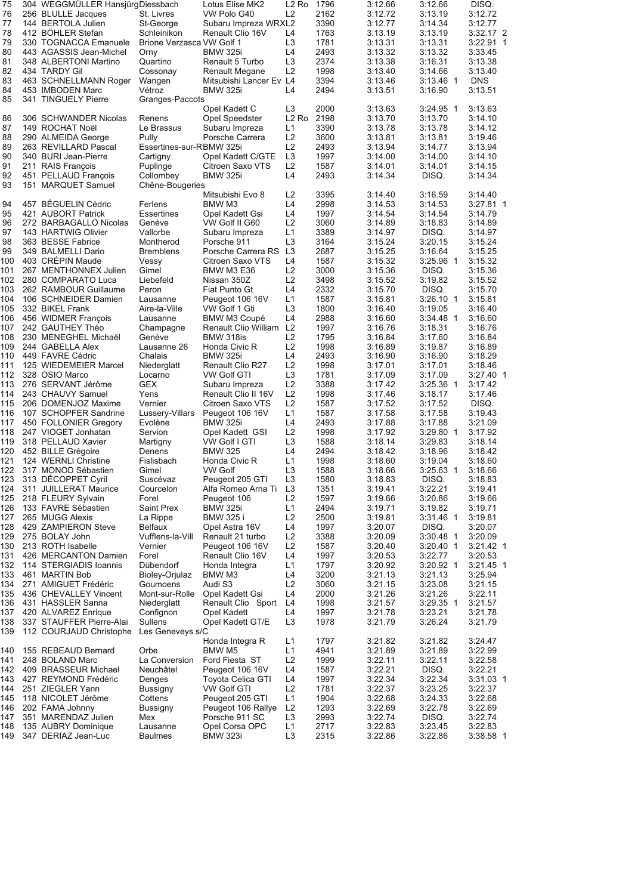| | | | | | | | | | |
|---|---|---|---|---|---|---|---|---|---|
| 75 | 304 | WEGGMÜLLER Hansjürg | Diessbach | Lotus Elise MK2 | L2 Ro | 1796 | 3:12.66 | 3:12.66 | DISQ. |
| 76 | 256 | BLULLE Jacques | St. Livres | VW Polo G40 | L2 | 2162 | 3:12.72 | 3:13.19 | 3:12.72 |
| 77 | 144 | BERTOLA Julien | St-George | Subaru Impreza WRX | L2 | 3390 | 3:12.77 | 3:14.34 | 3:12.77 |
| 78 | 412 | BÖHLER Stefan | Schleinikon | Renault Clio 16V | L4 | 1763 | 3:13.19 | 3:13.19 | 3:32.17 2 |
| 79 | 330 | TOGNACCA Emanuele | Brione Verzasca | VW Golf 1 | L3 | 1781 | 3:13.31 | 3:13.31 | 3:22.91 1 |
| 80 | 443 | AGASSIS Jean-Michel | Orny | BMW 325i | L4 | 2493 | 3:13.32 | 3:13.32 | 3:33.45 |
| 81 | 348 | ALBERTONI Martino | Quartino | Renault 5 Turbo | L3 | 2374 | 3:13.38 | 3:16.31 | 3:13.38 |
| 82 | 434 | TARDY Gil | Cossonay | Renault Megane | L2 | 1998 | 3:13.40 | 3:14.66 | 3:13.40 |
| 83 | 463 | SCHNELLMANN Roger | Wangen | Mitsubishi Lancer Ev | L4 | 3394 | 3:13.46 | 3:13.46 1 | DNS |
| 84 | 453 | IMBODEN Marc | Vétroz | BMW 325i | L4 | 2494 | 3:13.51 | 3:16.90 | 3:13.51 |
| 85 | 341 | TINGUELY Pierre | Granges-Paccots | Opel Kadett C | L3 | 2000 | 3:13.63 | 3:24.95 1 | 3:13.63 |
| 86 | 306 | SCHWANDER Nicolas | Renens | Opel Speedster | L2 Ro | 2198 | 3:13.70 | 3:13.70 | 3:14.10 |
| 87 | 149 | ROCHAT Noël | Le Brassus | Subaru Impreza | L1 | 3390 | 3:13.78 | 3:13.78 | 3:14.12 |
| 88 | 290 | ALMEIDA George | Pully | Porsche Carrera | L2 | 3600 | 3:13.81 | 3:13.81 | 3:19.46 |
| 89 | 263 | REVILLARD Pascal | Essertines-sur-R | BMW 325i | L2 | 2493 | 3:13.94 | 3:14.77 | 3:13.94 |
| 90 | 340 | BURI Jean-Pierre | Cartigny | Opel Kadett C/GTE | L3 | 1997 | 3:14.00 | 3:14.00 | 3:14.10 |
| 91 | 211 | RAIS François | Puplinge | Citroen Saxo VTS | L2 | 1587 | 3:14.01 | 3:14.01 | 3:14.15 |
| 92 | 451 | PELLAUD François | Collombey | BMW 325i | L4 | 2493 | 3:14.34 | DISQ. | 3:14.34 |
| 93 | 151 | MARQUET Samuel | Chêne-Bougeries | Mitsubishi Evo 8 | L2 | 3395 | 3:14.40 | 3:16.59 | 3:14.40 |
| 94 | 457 | BÉGUELIN Cédric | Ferlens | BMW M3 | L4 | 2998 | 3:14.53 | 3:14.53 | 3:27.81 1 |
| 95 | 421 | AUBORT Patrick | Essertines | Opel Kadett Gsi | L4 | 1997 | 3:14.54 | 3:14.54 | 3:14.79 |
| 96 | 272 | BARBAGALLO Nicolas | Genève | VW Golf II G60 | L2 | 3060 | 3:14.89 | 3:18.83 | 3:14.89 |
| 97 | 143 | HARTWIG Olivier | Vallorbe | Subaru Impreza | L1 | 3389 | 3:14.97 | DISQ. | 3:14.97 |
| 98 | 363 | BESSE Fabrice | Montherod | Porsche 911 | L3 | 3164 | 3:15.24 | 3:20.15 | 3:15.24 |
| 99 | 349 | BALMELLI Dario | Bremblens | Porsche Carrera RS | L3 | 2687 | 3:15.25 | 3:16.64 | 3:15.25 |
| 100 | 403 | CRÉPIN Maude | Vessy | Citroen Saxo VTS | L4 | 1587 | 3:15.32 | 3:25.96 1 | 3:15.32 |
| 101 | 267 | MENTHONNEX Julien | Gimel | BMW M3 E36 | L2 | 3000 | 3:15.36 | DISQ. | 3:15.36 |
| 102 | 280 | COMPARATO Luca | Liebefeld | Nissan 350Z | L2 | 3498 | 3:15.52 | 3:19.82 | 3:15.52 |
| 103 | 262 | RAMBOUR Guillaume | Peron | Fiat Punto Gt | L4 | 2332 | 3:15.70 | DISQ. | 3:15.70 |
| 104 | 106 | SCHNEIDER Damien | Lausanne | Peugeot 106 16V | L1 | 1587 | 3:15.81 | 3:26.10 1 | 3:15.81 |
| 105 | 332 | BIKEL Frank | Aire-la-Ville | VW Golf 1 Gti | L3 | 1800 | 3:16.40 | 3:19.05 | 3:16.40 |
| 106 | 456 | WIDMER François | Lausanne | BMW M3 Coupé | L4 | 2988 | 3:16.60 | 3:34.48 1 | 3:16.60 |
| 107 | 242 | GAUTHEY Théo | Champagne | Renault Clio William | L2 | 1997 | 3:16.76 | 3:18.31 | 3:16.76 |
| 108 | 230 | MENEGHEL Michaël | Genève | BMW 318is | L2 | 1795 | 3:16.84 | 3:17.60 | 3:16.84 |
| 109 | 244 | GABELLA Alex | Lausanne 26 | Honda Civic R | L2 | 1998 | 3:16.89 | 3:19.87 | 3:16.89 |
| 110 | 449 | FAVRE Cédric | Chalais | BMW 325i | L4 | 2493 | 3:16.90 | 3:16.90 | 3:18.29 |
| 111 | 125 | WIEDEMEIER Marcel | Niederglatt | Renault Clio R27 | L2 | 1998 | 3:17.01 | 3:17.01 | 3:18.46 |
| 112 | 328 | OSIO Marco | Locarno | VW Golf GTI | L3 | 1781 | 3:17.09 | 3:17.09 | 3:27.40 1 |
| 113 | 276 | SERVANT Jérôme | GEX | Subaru Impreza | L2 | 3388 | 3:17.42 | 3:25.36 1 | 3:17.42 |
| 114 | 243 | CHAUVY Samuel | Yens | Renault Clio II 16V | L2 | 1998 | 3:17.46 | 3:18.17 | 3:17.46 |
| 115 | 206 | DOMENJOZ Maxime | Vernier | Citroen Saxo VTS | L2 | 1587 | 3:17.52 | 3:17.52 | DISQ. |
| 116 | 107 | SCHOPFER Sandrine | Lussery-Villars | Peugeot 106 16V | L1 | 1587 | 3:17.58 | 3:17.58 | 3:19.43 |
| 117 | 450 | FOLLONIER Gregory | Evolène | BMW 325i | L4 | 2493 | 3:17.88 | 3:17.88 | 3:21.09 |
| 118 | 247 | VIOGET Jonhatan | Servion | Opel Kadett GSI | L2 | 1998 | 3:17.92 | 3:29.80 1 | 3:17.92 |
| 119 | 318 | PELLAUD Xavier | Martigny | VW Golf I GTI | L3 | 1588 | 3:18.14 | 3:29.83 | 3:18.14 |
| 120 | 452 | BILLE Grégoire | Denens | BMW 325 | L4 | 2494 | 3:18.42 | 3:18.96 | 3:18.42 |
| 121 | 124 | WERNLI Christine | Fislisbach | Honda Civic R | L1 | 1998 | 3:18.60 | 3:19.04 | 3:18.60 |
| 122 | 317 | MONOD Sébastien | Gimel | VW Golf | L3 | 1588 | 3:18.66 | 3:25.63 1 | 3:18.66 |
| 123 | 313 | DÉCOPPET Cyril | Suscévaz | Peugeot 205 GTI | L3 | 1580 | 3:18.83 | DISQ. | 3:18.83 |
| 124 | 311 | JUILLERAT Maurice | Courcelon | Alfa Romeo Arna Ti | L3 | 1351 | 3:19.41 | 3:22.21 | 3:19.41 |
| 125 | 218 | FLEURY Sylvain | Forel | Peugeot 106 | L2 | 1597 | 3:19.66 | 3:20.86 | 3:19.66 |
| 126 | 133 | FAVRE Sébastien | Saint Prex | BMW 325i | L1 | 2494 | 3:19.71 | 3:19.82 | 3:19.71 |
| 127 | 265 | MUGG Alexis | La Rippe | BMW 325 i | L2 | 2500 | 3:19.81 | 3:31.46 1 | 3:19.81 |
| 128 | 429 | ZAMPIERON Steve | Belfaux | Opel Astra 16V | L4 | 1997 | 3:20.07 | DISQ. | 3:20.07 |
| 129 | 275 | BOLAY John | Vufflens-la-Vill | Renault 21 turbo | L2 | 3388 | 3:20.09 | 3:30.48 1 | 3:20.09 |
| 130 | 213 | ROTH Isabelle | Vernier | Peugeot 106 16V | L2 | 1587 | 3:20.40 | 3:20.40 1 | 3:21.42 1 |
| 131 | 426 | MERCANTON Damien | Forel | Renault Clio 16V | L4 | 1997 | 3:20.53 | 3:22.77 | 3:20.53 |
| 132 | 114 | STERGIADIS Ioannis | Dübendorf | Honda Integra | L1 | 1797 | 3:20.92 | 3:20.92 1 | 3:21.45 1 |
| 133 | 461 | MARTIN Bob | Bioley-Orjulaz | BMW M3 | L4 | 3200 | 3:21.13 | 3:21.13 | 3:25.94 |
| 134 | 271 | AMIGUET Frédéric | Goumoens | Audi S3 | L2 | 3060 | 3:21.15 | 3:23.08 | 3:21.15 |
| 135 | 436 | CHEVALLEY Vincent | Mont-sur-Rolle | Opel Kadett Gsi | L4 | 2000 | 3:21.26 | 3:21.26 | 3:22.11 |
| 136 | 431 | HASSLER Sanna | Niederglatt | Renault Clio Sport | L4 | 1998 | 3:21.57 | 3:29.35 1 | 3:21.57 |
| 137 | 420 | ALVAREZ Enrique | Confignon | Opel Kadett | L4 | 1997 | 3:21.78 | 3:23.21 | 3:21.78 |
| 138 | 337 | STAUFFER Pierre-Alai | Sullens | Opel Kadett GT/E | L3 | 1978 | 3:21.79 | 3:26.24 | 3:21.79 |
| 139 | 112 | COURJAUD Christophe | Les Geneveys s/C | Honda Integra R | L1 | 1797 | 3:21.82 | 3:21.82 | 3:24.47 |
| 140 | 155 | REBEAUD Bernard | Orbe | BMW M5 | L1 | 4941 | 3:21.89 | 3:21.89 | 3:22.99 |
| 141 | 248 | BOLAND Marc | La Conversion | Ford Fiesta ST | L2 | 1999 | 3:22.11 | 3:22.11 | 3:22.58 |
| 142 | 409 | BRASSEUR Michael | Neuchâtel | Peugeot 106 16V | L4 | 1587 | 3:22.21 | DISQ. | 3:22.21 |
| 143 | 427 | REYMOND Frédéric | Denges | Toyota Celica GTI | L4 | 1997 | 3:22.34 | 3:22.34 | 3:31.03 1 |
| 144 | 251 | ZIEGLER Yann | Bussigny | VW Golf GTI | L2 | 1781 | 3:22.37 | 3:23.25 | 3:22.37 |
| 145 | 118 | NICOLET Jérôme | Cottens | Peugeot 205 GTI | L1 | 1904 | 3:22.68 | 3:24.33 | 3:22.68 |
| 146 | 202 | FAMA Johnny | Bussigny | Peugeot 106 Rallye | L2 | 1293 | 3:22.69 | 3:22.78 | 3:22.69 |
| 147 | 351 | MARENDAZ Julien | Mex | Porsche 911 SC | L3 | 2993 | 3:22.74 | DISQ. | 3:22.74 |
| 148 | 135 | AUBRY Dominique | Lausanne | Opel Corsa OPC | L1 | 2717 | 3:22.83 | 3:23.45 | 3:22.83 |
| 149 | 347 | DERIAZ Jean-Luc | Baulmes | BMW 323i | L3 | 2315 | 3:22.86 | 3:22.86 | 3:38.58 1 |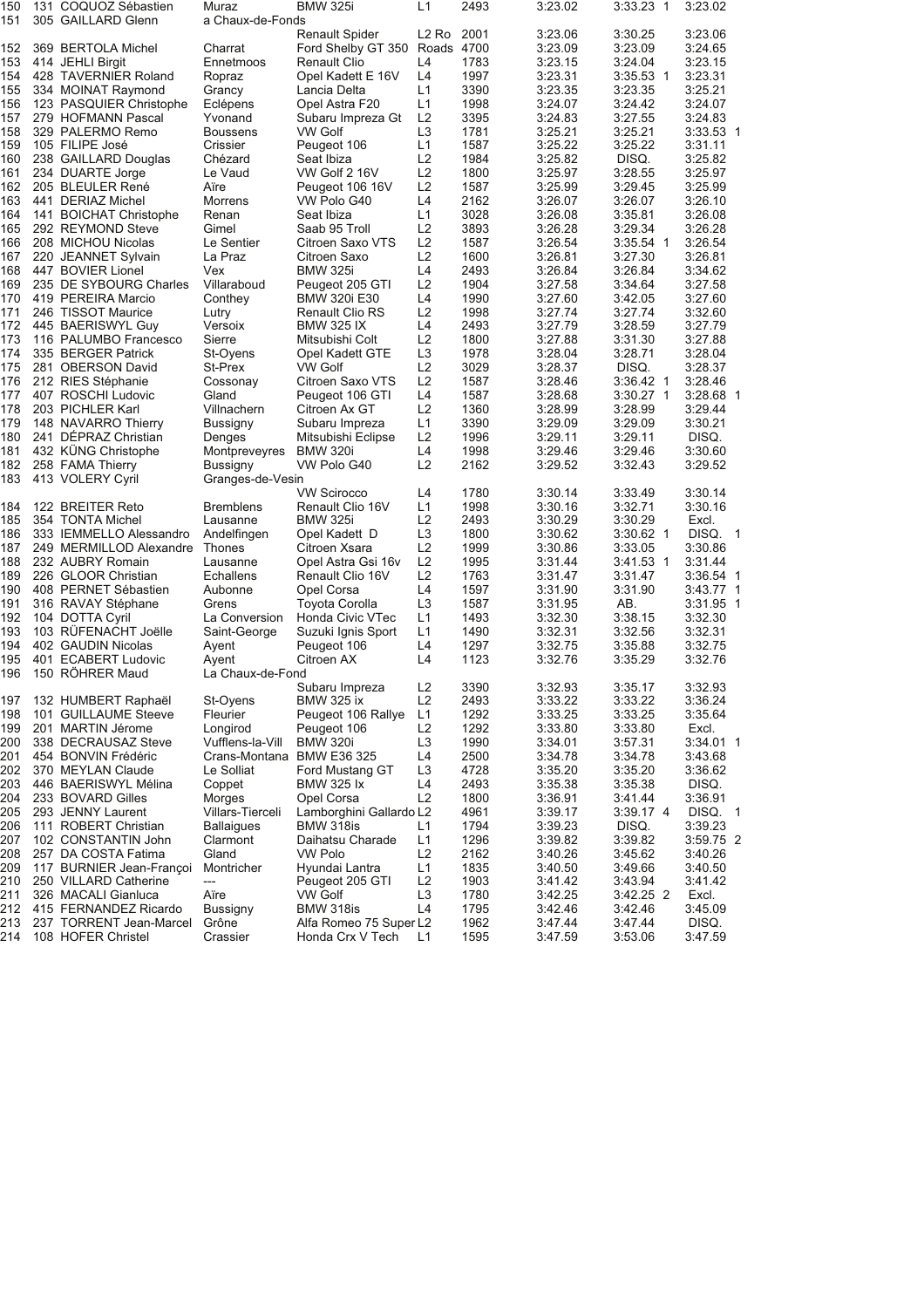| | | | | | | | | |
|---|---|---|---|---|---|---|---|---|
| 150 | 131 COQUOZ Sébastien | Muraz | BMW 325i | L1 | 2493 | 3:23.02 | 3:33.23 1 | 3:23.02 |
| 151 | 305 GAILLARD Glenn | a Chaux-de-Fonds | Renault Spider | L2 Ro | 2001 | 3:23.06 | 3:30.25 | 3:23.06 |
| 152 | 369 BERTOLA Michel | Charrat | Ford Shelby GT 350 | Roads | 4700 | 3:23.09 | 3:23.09 | 3:24.65 |
| 153 | 414 JEHLI Birgit | Ennetmoos | Renault Clio | L4 | 1783 | 3:23.15 | 3:24.04 | 3:23.15 |
| 154 | 428 TAVERNIER Roland | Ropraz | Opel Kadett E 16V | L4 | 1997 | 3:23.31 | 3:35.53 1 | 3:23.31 |
| 155 | 334 MOINAT Raymond | Grancy | Lancia Delta | L1 | 3390 | 3:23.35 | 3:23.35 | 3:25.21 |
| 156 | 123 PASQUIER Christophe | Eclépens | Opel Astra F20 | L1 | 1998 | 3:24.07 | 3:24.42 | 3:24.07 |
| 157 | 279 HOFMANN Pascal | Yvonand | Subaru Impreza Gt | L2 | 3395 | 3:24.83 | 3:27.55 | 3:24.83 |
| 158 | 329 PALERMO Remo | Boussens | VW Golf | L3 | 1781 | 3:25.21 | 3:25.21 | 3:33.53 1 |
| 159 | 105 FILIPE José | Crissier | Peugeot 106 | L1 | 1587 | 3:25.22 | 3:25.22 | 3:31.11 |
| 160 | 238 GAILLARD Douglas | Chézard | Seat Ibiza | L2 | 1984 | 3:25.82 | DISQ. | 3:25.82 |
| 161 | 234 DUARTE Jorge | Le Vaud | VW Golf 2 16V | L2 | 1800 | 3:25.97 | 3:28.55 | 3:25.97 |
| 162 | 205 BLEULER René | Aïre | Peugeot 106 16V | L2 | 1587 | 3:25.99 | 3:29.45 | 3:25.99 |
| 163 | 441 DERIAZ Michel | Morrens | VW Polo G40 | L4 | 2162 | 3:26.07 | 3:26.07 | 3:26.10 |
| 164 | 141 BOICHAT Christophe | Renan | Seat Ibiza | L1 | 3028 | 3:26.08 | 3:35.81 | 3:26.08 |
| 165 | 292 REYMOND Steve | Gimel | Saab 95 Troll | L2 | 3893 | 3:26.28 | 3:29.34 | 3:26.28 |
| 166 | 208 MICHOU Nicolas | Le Sentier | Citroen Saxo VTS | L2 | 1587 | 3:26.54 | 3:35.54 1 | 3:26.54 |
| 167 | 220 JEANNET Sylvain | La Praz | Citroen Saxo | L2 | 1600 | 3:26.81 | 3:27.30 | 3:26.81 |
| 168 | 447 BOVIER Lionel | Vex | BMW 325i | L4 | 2493 | 3:26.84 | 3:26.84 | 3:34.62 |
| 169 | 235 DE SYBOURG Charles | Villaraboud | Peugeot 205 GTI | L2 | 1904 | 3:27.58 | 3:34.64 | 3:27.58 |
| 170 | 419 PEREIRA Marcio | Conthey | BMW 320i E30 | L4 | 1990 | 3:27.60 | 3:42.05 | 3:27.60 |
| 171 | 246 TISSOT Maurice | Lutry | Renault Clio RS | L2 | 1998 | 3:27.74 | 3:27.74 | 3:32.60 |
| 172 | 445 BAERISWYL Guy | Versoix | BMW 325 IX | L4 | 2493 | 3:27.79 | 3:28.59 | 3:27.79 |
| 173 | 116 PALUMBO Francesco | Sierre | Mitsubishi Colt | L2 | 1800 | 3:27.88 | 3:31.30 | 3:27.88 |
| 174 | 335 BERGER Patrick | St-Oyens | Opel Kadett GTE | L3 | 1978 | 3:28.04 | 3:28.71 | 3:28.04 |
| 175 | 281 OBERSON David | St-Prex | VW Golf | L2 | 3029 | 3:28.37 | DISQ. | 3:28.37 |
| 176 | 212 RIES Stéphanie | Cossonay | Citroen Saxo VTS | L2 | 1587 | 3:28.46 | 3:36.42 1 | 3:28.46 |
| 177 | 407 ROSCHI Ludovic | Gland | Peugeot 106 GTI | L4 | 1587 | 3:28.68 | 3:30.27 1 | 3:28.68 1 |
| 178 | 203 PICHLER Karl | Villnachern | Citroen Ax GT | L2 | 1360 | 3:28.99 | 3:28.99 | 3:29.44 |
| 179 | 148 NAVARRO Thierry | Bussigny | Subaru Impreza | L1 | 3390 | 3:29.09 | 3:29.09 | 3:30.21 |
| 180 | 241 DÉPRAZ Christian | Denges | Mitsubishi Eclipse | L2 | 1996 | 3:29.11 | 3:29.11 | DISQ. |
| 181 | 432 KÜNG Christophe | Montpreveyres | BMW 320i | L4 | 1998 | 3:29.46 | 3:29.46 | 3:30.60 |
| 182 | 258 FAMA Thierry | Bussigny | VW Polo G40 | L2 | 2162 | 3:29.52 | 3:32.43 | 3:29.52 |
| 183 | 413 VOLERY Cyril | Granges-de-Vesin | VW Scirocco | L4 | 1780 | 3:30.14 | 3:33.49 | 3:30.14 |
| 184 | 122 BREITER Reto | Bremblens | Renault Clio 16V | L1 | 1998 | 3:30.16 | 3:32.71 | 3:30.16 |
| 185 | 354 TONTA Michel | Lausanne | BMW 325i | L2 | 2493 | 3:30.29 | 3:30.29 | Excl. |
| 186 | 333 IEMMELLO Alessandro | Andelfingen | Opel Kadett D | L3 | 1800 | 3:30.62 | 3:30.62 1 | DISQ. 1 |
| 187 | 249 MERMILLOD Alexandre | Thones | Citroen Xsara | L2 | 1999 | 3:30.86 | 3:33.05 | 3:30.86 |
| 188 | 232 AUBRY Romain | Lausanne | Opel Astra Gsi 16v | L2 | 1995 | 3:31.44 | 3:41.53 1 | 3:31.44 |
| 189 | 226 GLOOR Christian | Echallens | Renault Clio 16V | L2 | 1763 | 3:31.47 | 3:31.47 | 3:36.54 1 |
| 190 | 408 PERNET Sébastien | Aubonne | Opel Corsa | L4 | 1597 | 3:31.90 | 3:31.90 | 3:43.77 1 |
| 191 | 316 RAVAY Stéphane | Grens | Toyota Corolla | L3 | 1587 | 3:31.95 | AB. | 3:31.95 1 |
| 192 | 104 DOTTA Cyril | La Conversion | Honda Civic VTec | L1 | 1493 | 3:32.30 | 3:38.15 | 3:32.30 |
| 193 | 103 RÜFENACHT Joëlle | Saint-George | Suzuki Ignis Sport | L1 | 1490 | 3:32.31 | 3:32.56 | 3:32.31 |
| 194 | 402 GAUDIN Nicolas | Ayent | Peugeot 106 | L4 | 1297 | 3:32.75 | 3:35.88 | 3:32.75 |
| 195 | 401 ECABERT Ludovic | Ayent | Citroen AX | L4 | 1123 | 3:32.76 | 3:35.29 | 3:32.76 |
| 196 | 150 RÖHRER Maud | La Chaux-de-Fond | Subaru Impreza | L2 | 3390 | 3:32.93 | 3:35.17 | 3:32.93 |
| 197 | 132 HUMBERT Raphaël | St-Oyens | BMW 325 ix | L2 | 2493 | 3:33.22 | 3:33.22 | 3:36.24 |
| 198 | 101 GUILLAUME Steeve | Fleurier | Peugeot 106 Rallye | L1 | 1292 | 3:33.25 | 3:33.25 | 3:35.64 |
| 199 | 201 MARTIN Jérome | Longirod | Peugeot 106 | L2 | 1292 | 3:33.80 | 3:33.80 | Excl. |
| 200 | 338 DECRAUSAZ Steve | Vufflens-la-Vill | BMW 320i | L3 | 1990 | 3:34.01 | 3:57.31 | 3:34.01 1 |
| 201 | 454 BONVIN Frédéric | Crans-Montana | BMW E36 325 | L4 | 2500 | 3:34.78 | 3:34.78 | 3:43.68 |
| 202 | 370 MEYLAN Claude | Le Solliat | Ford Mustang GT | L3 | 4728 | 3:35.20 | 3:35.20 | 3:36.62 |
| 203 | 446 BAERISWYL Mélina | Coppet | BMW 325 Ix | L4 | 2493 | 3:35.38 | 3:35.38 | DISQ. |
| 204 | 233 BOVARD Gilles | Morges | Opel Corsa | L2 | 1800 | 3:36.91 | 3:41.44 | 3:36.91 |
| 205 | 293 JENNY Laurent | Villars-Tierceli | Lamborghini Gallardo | L2 | 4961 | 3:39.17 | 3:39.17 4 | DISQ. 1 |
| 206 | 111 ROBERT Christian | Ballaigues | BMW 318is | L1 | 1794 | 3:39.23 | DISQ. | 3:39.23 |
| 207 | 102 CONSTANTIN John | Clarmont | Daihatsu Charade | L1 | 1296 | 3:39.82 | 3:39.82 | 3:59.75 2 |
| 208 | 257 DA COSTA Fatima | Gland | VW Polo | L2 | 2162 | 3:40.26 | 3:45.62 | 3:40.26 |
| 209 | 117 BURNIER Jean-Françoi | Montricher | Hyundai Lantra | L1 | 1835 | 3:40.50 | 3:49.66 | 3:40.50 |
| 210 | 250 VILLARD Catherine | --- | Peugeot 205 GTI | L2 | 1903 | 3:41.42 | 3:43.94 | 3:41.42 |
| 211 | 326 MACALI Gianluca | Aïre | VW Golf | L3 | 1780 | 3:42.25 | 3:42.25 2 | Excl. |
| 212 | 415 FERNANDEZ Ricardo | Bussigny | BMW 318is | L4 | 1795 | 3:42.46 | 3:42.46 | 3:45.09 |
| 213 | 237 TORRENT Jean-Marcel | Grône | Alfa Romeo 75 Super | L2 | 1962 | 3:47.44 | 3:47.44 | DISQ. |
| 214 | 108 HOFER Christel | Crassier | Honda Crx V Tech | L1 | 1595 | 3:47.59 | 3:53.06 | 3:47.59 |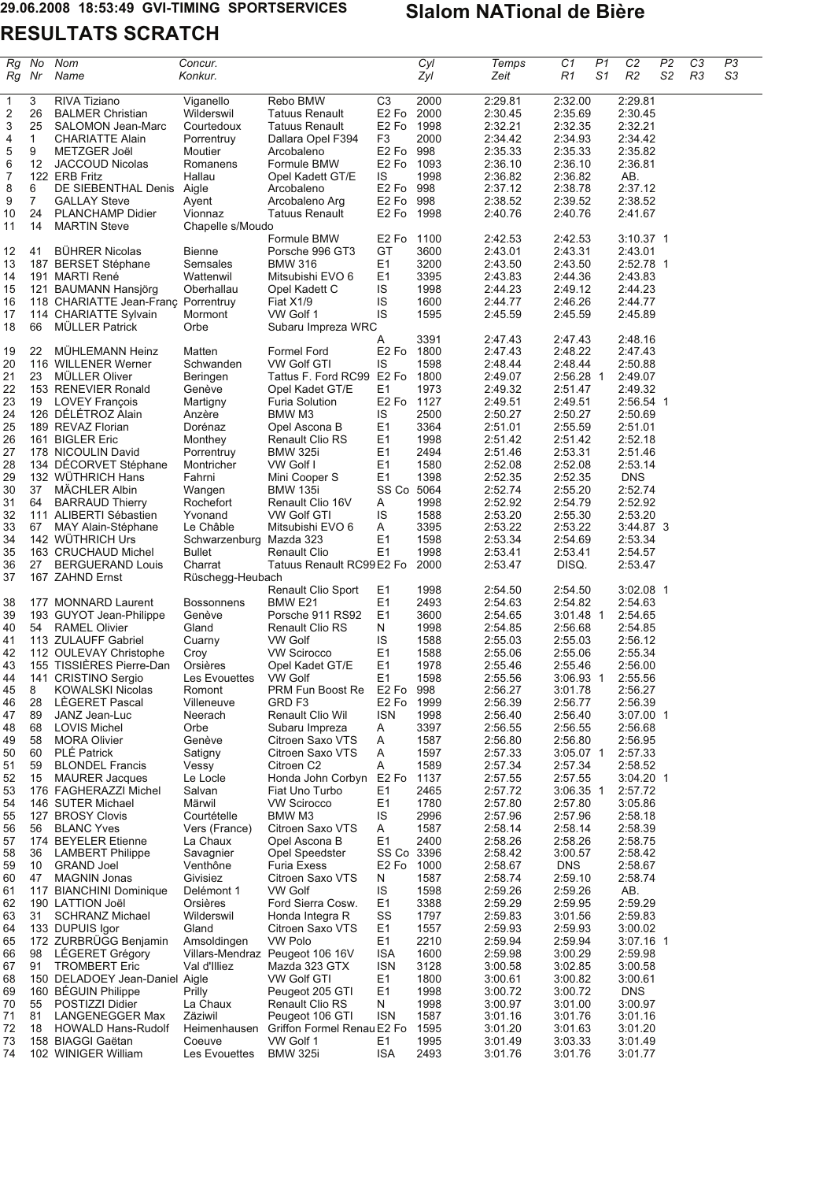29.06.2008 18:53:49 GVI-TIMING SPORTSERVICES

# Slalom NATional de Bière

## RESULTATS SCRATCH

| Rg<br>Rg | No<br>Nr | Nom<br>Name | Concur.<br>Konkur. | | | Cyl<br>Zyl | Temps<br>Zeit | C1<br>R1 | P1<br>S1 | C2<br>R2 | P2<br>S2 | C3<br>R3 | P3<br>S3 |
|---|---|---|---|---|---|---|---|---|---|---|---|---|---|
| 1 | 3 | RIVA Tiziano | Viganello | Rebo BMW | C3 | 2000 | 2:29.81 | 2:32.00 | | 2:29.81 | | | |
| 2 | 26 | BALMER Christian | Wilderswil | Tatuus Renault | E2 Fo | 2000 | 2:30.45 | 2:35.69 | | 2:30.45 | | | |
| 3 | 25 | SALOMON Jean-Marc | Courtedoux | Tatuus Renault | E2 Fo | 1998 | 2:32.21 | 2:32.35 | | 2:32.21 | | | |
| 4 | 1 | CHARIATTE Alain | Porrentruy | Dallara Opel F394 | F3 | 2000 | 2:34.42 | 2:34.93 | | 2:34.42 | | | |
| 5 | 9 | METZGER Joël | Moutier | Arcobaleno | E2 Fo | 998 | 2:35.33 | 2:35.33 | | 2:35.82 | | | |
| 6 | 12 | JACCOUD Nicolas | Romanens | Formule BMW | E2 Fo | 1093 | 2:36.10 | 2:36.10 | | 2:36.81 | | | |
| 7 | 122 | ERB Fritz | Hallau | Opel Kadett GT/E | IS | 1998 | 2:36.82 | 2:36.82 | | AB. | | | |
| 8 | 6 | DE SIEBENTHAL Denis | Aigle | Arcobaleno | E2 Fo | 998 | 2:37.12 | 2:38.78 | | 2:37.12 | | | |
| 9 | 7 | GALLAY Steve | Ayent | Arcobaleno Arg | E2 Fo | 998 | 2:38.52 | 2:39.52 | | 2:38.52 | | | |
| 10 | 24 | PLANCHAMP Didier | Vionnaz | Tatuus Renault | E2 Fo | 1998 | 2:40.76 | 2:40.76 | | 2:41.67 | | | |
| 11 | 14 | MARTIN Steve | Chapelle s/Moudo | Formule BMW | E2 Fo | 1100 | 2:42.53 | 2:42.53 | | 3:10.37 | 1 | | |
| 12 | 41 | BÜHRER Nicolas | Bienne | Porsche 996 GT3 | GT | 3600 | 2:43.01 | 2:43.31 | | 2:43.01 | | | |
| 13 | 187 | BERSET Stéphane | Semsales | BMW 316 | E1 | 3200 | 2:43.50 | 2:43.50 | | 2:52.78 | 1 | | |
| 14 | 191 | MARTI René | Wattenwil | Mitsubishi EVO 6 | E1 | 3395 | 2:43.83 | 2:44.36 | | 2:43.83 | | | |
| 15 | 121 | BAUMANN Hansjörg | Oberhallau | Opel Kadett C | IS | 1998 | 2:44.23 | 2:49.12 | | 2:44.23 | | | |
| 16 | 118 | CHARIATTE Jean-Franç | Porrentruy | Fiat X1/9 | IS | 1600 | 2:44.77 | 2:46.26 | | 2:44.77 | | | |
| 17 | 114 | CHARIATTE Sylvain | Mormont | VW Golf 1 | IS | 1595 | 2:45.59 | 2:45.59 | | 2:45.89 | | | |
| 18 | 66 | MÜLLER Patrick | Orbe | Subaru Impreza WRC | A | 3391 | 2:47.43 | 2:47.43 | | 2:48.16 | | | |
| 19 | 22 | MÜHLEMANN Heinz | Matten | Formel Ford | E2 Fo | 1800 | 2:47.43 | 2:48.22 | | 2:47.43 | | | |
| 20 | 116 | WILLENER Werner | Schwanden | VW Golf GTI | IS | 1598 | 2:48.44 | 2:48.44 | | 2:50.88 | | | |
| 21 | 23 | MÜLLER Oliver | Beringen | Tattus F. Ford RC99 | E2 Fo | 1800 | 2:49.07 | 2:56.28 | 1 | 2:49.07 | | | |
| 22 | 153 | RENEVIER Ronald | Genève | Opel Kadet GT/E | E1 | 1973 | 2:49.32 | 2:51.47 | | 2:49.32 | | | |
| 23 | 19 | LOVEY François | Martigny | Furia Solution | E2 Fo | 1127 | 2:49.51 | 2:49.51 | | 2:56.54 | 1 | | |
| 24 | 126 | DÉLÉTROZ Alain | Anzère | BMW M3 | IS | 2500 | 2:50.27 | 2:50.27 | | 2:50.69 | | | |
| 25 | 189 | REVAZ Florian | Dorénaz | Opel Ascona B | E1 | 3364 | 2:51.01 | 2:55.59 | | 2:51.01 | | | |
| 26 | 161 | BIGLER Eric | Monthey | Renault Clio RS | E1 | 1998 | 2:51.42 | 2:51.42 | | 2:52.18 | | | |
| 27 | 178 | NICOULIN David | Porrentruy | BMW 325i | E1 | 2494 | 2:51.46 | 2:53.31 | | 2:51.46 | | | |
| 28 | 134 | DÉCORVET Stéphane | Montricher | VW Golf I | E1 | 1580 | 2:52.08 | 2:52.08 | | 2:53.14 | | | |
| 29 | 132 | WÜTHRICH Hans | Fahrni | Mini Cooper S | E1 | 1398 | 2:52.35 | 2:52.35 | | DNS | | | |
| 30 | 37 | MÄCHLER Albin | Wangen | BMW 135i | SS Co | 5064 | 2:52.74 | 2:55.20 | | 2:52.74 | | | |
| 31 | 64 | BARRAUD Thierry | Rochefort | Renault Clio 16V | A | 1998 | 2:52.92 | 2:54.79 | | 2:52.92 | | | |
| 32 | 111 | ALIBERTI Sébastien | Yvonand | VW Golf GTI | IS | 1588 | 2:53.20 | 2:55.30 | | 2:53.20 | | | |
| 33 | 67 | MAY Alain-Stéphane | Le Châble | Mitsubishi EVO 6 | A | 3395 | 2:53.22 | 2:53.22 | | 3:44.87 | 3 | | |
| 34 | 142 | WÜTHRICH Urs | Schwarzenburg | Mazda 323 | E1 | 1598 | 2:53.34 | 2:54.69 | | 2:53.34 | | | |
| 35 | 163 | CRUCHAUD Michel | Bullet | Renault Clio | E1 | 1998 | 2:53.41 | 2:53.41 | | 2:54.57 | | | |
| 36 | 27 | BERGUERAND Louis | Charrat | Tatuus Renault RC99 | E2 Fo | 2000 | 2:53.47 | DISQ. | | 2:53.47 | | | |
| 37 | 167 | ZAHND Ernst | Rüschegg-Heubach | Renault Clio Sport | E1 | 1998 | 2:54.50 | 2:54.50 | | 3:02.08 | 1 | | |
| 38 | 177 | MONNARD Laurent | Bossonnens | BMW E21 | E1 | 2493 | 2:54.63 | 2:54.82 | | 2:54.63 | | | |
| 39 | 193 | GUYOT Jean-Philippe | Genève | Porsche 911 RS92 | E1 | 3600 | 2:54.65 | 3:01.48 | 1 | 2:54.65 | | | |
| 40 | 54 | RAMEL Olivier | Gland | Renault Clio RS | N | 1998 | 2:54.85 | 2:56.68 | | 2:54.85 | | | |
| 41 | 113 | ZULAUFF Gabriel | Cuarny | VW Golf | IS | 1588 | 2:55.03 | 2:55.03 | | 2:56.12 | | | |
| 42 | 112 | OULEVAY Christophe | Croy | VW Scirocco | E1 | 1588 | 2:55.06 | 2:55.06 | | 2:55.34 | | | |
| 43 | 155 | TISSIÈRES Pierre-Dan | Orsières | Opel Kadet GT/E | E1 | 1978 | 2:55.46 | 2:55.46 | | 2:56.00 | | | |
| 44 | 141 | CRISTINO Sergio | Les Evouettes | VW Golf | E1 | 1598 | 2:55.56 | 3:06.93 | 1 | 2:55.56 | | | |
| 45 | 8 | KOWALSKI Nicolas | Romont | PRM Fun Boost Re | E2 Fo | 998 | 2:56.27 | 3:01.78 | | 2:56.27 | | | |
| 46 | 28 | LÈGERET Pascal | Villeneuve | GRD F3 | E2 Fo | 1999 | 2:56.39 | 2:56.77 | | 2:56.39 | | | |
| 47 | 89 | JANZ Jean-Luc | Neerach | Renault Clio Wil | ISN | 1998 | 2:56.40 | 2:56.40 | | 3:07.00 | 1 | | |
| 48 | 68 | LOVIS Michel | Orbe | Subaru Impreza | A | 3397 | 2:56.55 | 2:56.55 | | 2:56.68 | | | |
| 49 | 58 | MORA Olivier | Genève | Citroen Saxo VTS | A | 1587 | 2:56.80 | 2:56.80 | | 2:56.95 | | | |
| 50 | 60 | PLÉ Patrick | Satigny | Citroen Saxo VTS | A | 1597 | 2:57.33 | 3:05.07 | 1 | 2:57.33 | | | |
| 51 | 59 | BLONDEL Francis | Vessy | Citroen C2 | A | 1589 | 2:57.34 | 2:57.34 | | 2:58.52 | | | |
| 52 | 15 | MAURER Jacques | Le Locle | Honda John Corbyn | E2 Fo | 1137 | 2:57.55 | 2:57.55 | | 3:04.20 | 1 | | |
| 53 | 176 | FAGHERAZZI Michel | Salvan | Fiat Uno Turbo | E1 | 2465 | 2:57.72 | 3:06.35 | 1 | 2:57.72 | | | |
| 54 | 146 | SUTER Michael | Märwil | VW Scirocco | E1 | 1780 | 2:57.80 | 2:57.80 | | 3:05.86 | | | |
| 55 | 127 | BROSY Clovis | Courtételle | BMW M3 | IS | 2996 | 2:57.96 | 2:57.96 | | 2:58.18 | | | |
| 56 | 56 | BLANC Yves | Vers (France) | Citroen Saxo VTS | A | 1587 | 2:58.14 | 2:58.14 | | 2:58.39 | | | |
| 57 | 174 | BEYELER Etienne | La Chaux | Opel Ascona B | E1 | 2400 | 2:58.26 | 2:58.26 | | 2:58.75 | | | |
| 58 | 36 | LAMBERT Philippe | Savagnier | Opel Speedster | SS Co | 3396 | 2:58.42 | 3:00.57 | | 2:58.42 | | | |
| 59 | 10 | GRAND Joel | Venthône | Furia Exess | E2 Fo | 1000 | 2:58.67 | DNS | | 2:58.67 | | | |
| 60 | 47 | MAGNIN Jonas | Givisiez | Citroen Saxo VTS | N | 1587 | 2:58.74 | 2:59.10 | | 2:58.74 | | | |
| 61 | 117 | BIANCHINI Dominique | Delémont 1 | VW Golf | IS | 1598 | 2:59.26 | 2:59.26 | | AB. | | | |
| 62 | 190 | LATTION Joël | Orsières | Ford Sierra Cosw. | E1 | 3388 | 2:59.29 | 2:59.95 | | 2:59.29 | | | |
| 63 | 31 | SCHRANZ Michael | Wilderswil | Honda Integra R | SS | 1797 | 2:59.83 | 3:01.56 | | 2:59.83 | | | |
| 64 | 133 | DUPUIS Igor | Gland | Citroen Saxo VTS | E1 | 1557 | 2:59.93 | 2:59.93 | | 3:00.02 | | | |
| 65 | 172 | ZURBRÜGG Benjamin | Amsoldingen | VW Polo | E1 | 2210 | 2:59.94 | 2:59.94 | | 3:07.16 | 1 | | |
| 66 | 98 | LÉGERET Grégory | Villars-Mendraz | Peugeot 106 16V | ISA | 1600 | 2:59.98 | 3:00.29 | | 2:59.98 | | | |
| 67 | 91 | TROMBERT Eric | Val d'Illiez | Mazda 323 GTX | ISN | 3128 | 3:00.58 | 3:02.85 | | 3:00.58 | | | |
| 68 | 150 | DELADOEY Jean-Daniel | Aigle | VW Golf GTI | E1 | 1800 | 3:00.61 | 3:00.82 | | 3:00.61 | | | |
| 69 | 160 | BÉGUIN Philippe | Prilly | Peugeot 205 GTI | E1 | 1998 | 3:00.72 | 3:00.72 | | DNS | | | |
| 70 | 55 | POSTIZZI Didier | La Chaux | Renault Clio RS | N | 1998 | 3:00.97 | 3:01.00 | | 3:00.97 | | | |
| 71 | 81 | LANGENEGGER Max | Zäziwil | Peugeot 106 GTI | ISN | 1587 | 3:01.16 | 3:01.76 | | 3:01.16 | | | |
| 72 | 18 | HOWALD Hans-Rudolf | Heimenhausen | Griffon Formel Renau | E2 Fo | 1595 | 3:01.20 | 3:01.63 | | 3:01.20 | | | |
| 73 | 158 | BIAGGI Gaëtan | Coeuve | VW Golf 1 | E1 | 1995 | 3:01.49 | 3:03.33 | | 3:01.49 | | | |
| 74 | 102 | WINIGER William | Les Evouettes | BMW 325i | ISA | 2493 | 3:01.76 | 3:01.76 | | 3:01.77 | | | |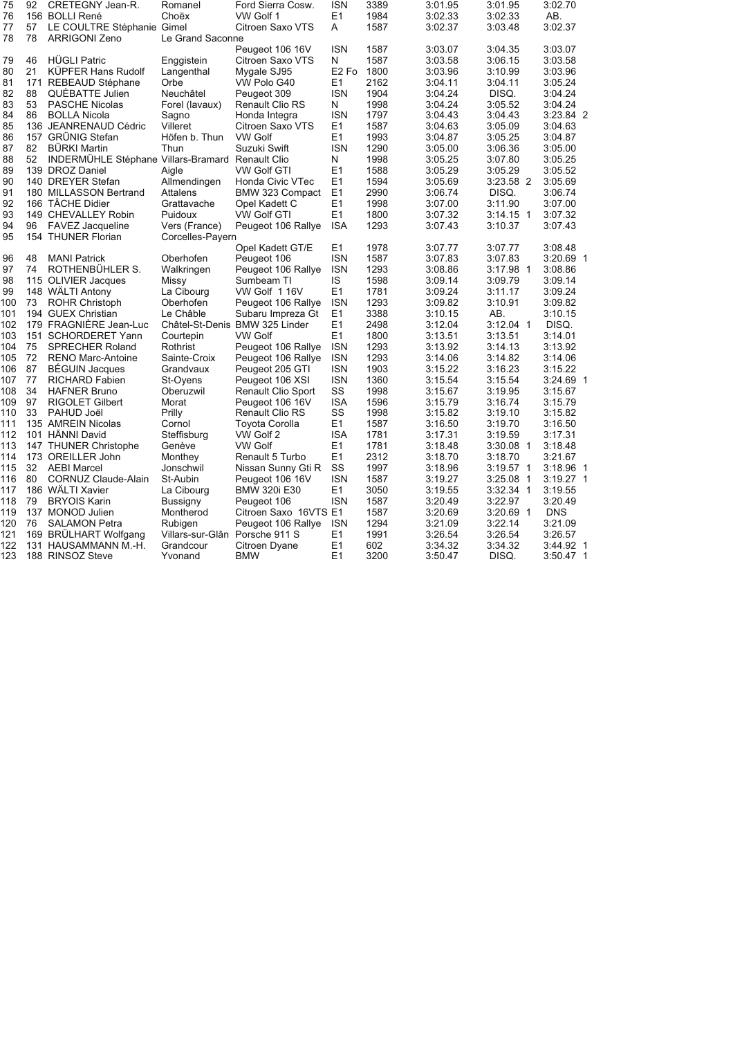| | | | | | | | | | |
|---|---|---|---|---|---|---|---|---|---|
| 75 | 92 | CRETEGNY Jean-R. | Romanel | Ford Sierra Cosw. | ISN | 3389 | 3:01.95 | 3:01.95 | 3:02.70 |
| 76 | 156 | BOLLI René | Choëx | VW Golf 1 | E1 | 1984 | 3:02.33 | 3:02.33 | AB. |
| 77 | 57 | LE COULTRE Stéphanie | Gimel | Citroen Saxo VTS | A | 1587 | 3:02.37 | 3:03.48 | 3:02.37 |
| 78 | 78 | ARRIGONI Zeno | Le Grand Saconne | Peugeot 106 16V | ISN | 1587 | 3:03.07 | 3:04.35 | 3:03.07 |
| 79 | 46 | HÜGLI Patric | Enggistein | Citroen Saxo VTS | N | 1587 | 3:03.58 | 3:06.15 | 3:03.58 |
| 80 | 21 | KÜPFER Hans Rudolf | Langenthal | Mygale SJ95 | E2 Fo | 1800 | 3:03.96 | 3:10.99 | 3:03.96 |
| 81 | 171 | REBEAUD Stéphane | Orbe | VW Polo G40 | E1 | 2162 | 3:04.11 | 3:04.11 | 3:05.24 |
| 82 | 88 | QUÈBATTE Julien | Neuchâtel | Peugeot 309 | ISN | 1904 | 3:04.24 | DISQ. | 3:04.24 |
| 83 | 53 | PASCHE Nicolas | Forel (lavaux) | Renault Clio RS | N | 1998 | 3:04.24 | 3:05.52 | 3:04.24 |
| 84 | 86 | BOLLA Nicola | Sagno | Honda Integra | ISN | 1797 | 3:04.43 | 3:04.43 | 3:23.84 2 |
| 85 | 136 | JEANRENAUD Cédric | Villeret | Citroen Saxo VTS | E1 | 1587 | 3:04.63 | 3:05.09 | 3:04.63 |
| 86 | 157 | GRÜNIG Stefan | Höfen b. Thun | VW Golf | E1 | 1993 | 3:04.87 | 3:05.25 | 3:04.87 |
| 87 | 82 | BÜRKI Martin | Thun | Suzuki Swift | ISN | 1290 | 3:05.00 | 3:06.36 | 3:05.00 |
| 88 | 52 | INDERMÜHLE Stéphane | Villars-Bramard | Renault Clio | N | 1998 | 3:05.25 | 3:07.80 | 3:05.25 |
| 89 | 139 | DROZ Daniel | Aigle | VW Golf GTI | E1 | 1588 | 3:05.29 | 3:05.29 | 3:05.52 |
| 90 | 140 | DREYER Stefan | Allmendingen | Honda Civic VTec | E1 | 1594 | 3:05.69 | 3:23.58 2 | 3:05.69 |
| 91 | 180 | MILLASSON Bertrand | Attalens | BMW 323 Compact | E1 | 2990 | 3:06.74 | DISQ. | 3:06.74 |
| 92 | 166 | TÂCHE Didier | Grattavache | Opel Kadett C | E1 | 1998 | 3:07.00 | 3:11.90 | 3:07.00 |
| 93 | 149 | CHEVALLEY Robin | Puidoux | VW Golf GTI | E1 | 1800 | 3:07.32 | 3:14.15 1 | 3:07.32 |
| 94 | 96 | FAVEZ Jacqueline | Vers (France) | Peugeot 106 Rallye | ISA | 1293 | 3:07.43 | 3:10.37 | 3:07.43 |
| 95 | 154 | THUNER Florian | Corcelles-Payern | Opel Kadett GT/E | E1 | 1978 | 3:07.77 | 3:07.77 | 3:08.48 |
| 96 | 48 | MANI Patrick | Oberhofen | Peugeot 106 | ISN | 1587 | 3:07.83 | 3:07.83 | 3:20.69 1 |
| 97 | 74 | ROTHENBÜHLER S. | Walkringen | Peugeot 106 Rallye | ISN | 1293 | 3:08.86 | 3:17.98 1 | 3:08.86 |
| 98 | 115 | OLIVIER Jacques | Missy | Sumbeam TI | IS | 1598 | 3:09.14 | 3:09.79 | 3:09.14 |
| 99 | 148 | WÄLTI Antony | La Cibourg | VW Golf 1 16V | E1 | 1781 | 3:09.24 | 3:11.17 | 3:09.24 |
| 100 | 73 | ROHR Christoph | Oberhofen | Peugeot 106 Rallye | ISN | 1293 | 3:09.82 | 3:10.91 | 3:09.82 |
| 101 | 194 | GUEX Christian | Le Châble | Subaru Impreza Gt | E1 | 3388 | 3:10.15 | AB. | 3:10.15 |
| 102 | 179 | FRAGNIÈRE Jean-Luc | Châtel-St-Denis | BMW 325 Linder | E1 | 2498 | 3:12.04 | 3:12.04 1 | DISQ. |
| 103 | 151 | SCHORDERET Yann | Courtepin | VW Golf | E1 | 1800 | 3:13.51 | 3:13.51 | 3:14.01 |
| 104 | 75 | SPRECHER Roland | Rothrist | Peugeot 106 Rallye | ISN | 1293 | 3:13.92 | 3:14.13 | 3:13.92 |
| 105 | 72 | RENO Marc-Antoine | Sainte-Croix | Peugeot 106 Rallye | ISN | 1293 | 3:14.06 | 3:14.82 | 3:14.06 |
| 106 | 87 | BÉGUIN Jacques | Grandvaux | Peugeot 205 GTI | ISN | 1903 | 3:15.22 | 3:16.23 | 3:15.22 |
| 107 | 77 | RICHARD Fabien | St-Oyens | Peugeot 106 XSI | ISN | 1360 | 3:15.54 | 3:15.54 | 3:24.69 1 |
| 108 | 34 | HAFNER Bruno | Oberuzwil | Renault Clio Sport | SS | 1998 | 3:15.67 | 3:19.95 | 3:15.67 |
| 109 | 97 | RIGOLET Gilbert | Morat | Peugeot 106 16V | ISA | 1596 | 3:15.79 | 3:16.74 | 3:15.79 |
| 110 | 33 | PAHUD Joël | Prilly | Renault Clio RS | SS | 1998 | 3:15.82 | 3:19.10 | 3:15.82 |
| 111 | 135 | AMREIN Nicolas | Cornol | Toyota Corolla | E1 | 1587 | 3:16.50 | 3:19.70 | 3:16.50 |
| 112 | 101 | HÄNNI David | Steffisburg | VW Golf 2 | ISA | 1781 | 3:17.31 | 3:19.59 | 3:17.31 |
| 113 | 147 | THUNER Christophe | Genève | VW Golf | E1 | 1781 | 3:18.48 | 3:30.08 1 | 3:18.48 |
| 114 | 173 | OREILLER John | Monthey | Renault 5 Turbo | E1 | 2312 | 3:18.70 | 3:18.70 | 3:21.67 |
| 115 | 32 | AEBI Marcel | Jonschwil | Nissan Sunny Gti R | SS | 1997 | 3:18.96 | 3:19.57 1 | 3:18.96 1 |
| 116 | 80 | CORNUZ Claude-Alain | St-Aubin | Peugeot 106 16V | ISN | 1587 | 3:19.27 | 3:25.08 1 | 3:19.27 1 |
| 117 | 186 | WÄLTI Xavier | La Cibourg | BMW 320i E30 | E1 | 3050 | 3:19.55 | 3:32.34 1 | 3:19.55 |
| 118 | 79 | BRYOIS Karin | Bussigny | Peugeot 106 | ISN | 1587 | 3:20.49 | 3:22.97 | 3:20.49 |
| 119 | 137 | MONOD Julien | Montherod | Citroen Saxo 16VTS | E1 | 1587 | 3:20.69 | 3:20.69 1 | DNS |
| 120 | 76 | SALAMON Petra | Rubigen | Peugeot 106 Rallye | ISN | 1294 | 3:21.09 | 3:22.14 | 3:21.09 |
| 121 | 169 | BRÜLHART Wolfgang | Villars-sur-Glân | Porsche 911 S | E1 | 1991 | 3:26.54 | 3:26.54 | 3:26.57 |
| 122 | 131 | HAUSAMMANN M.-H. | Grandcour | Citroen Dyane | E1 | 602 | 3:34.32 | 3:34.32 | 3:44.92 1 |
| 123 | 188 | RINSOZ Steve | Yvonand | BMW | E1 | 3200 | 3:50.47 | DISQ. | 3:50.47 1 |